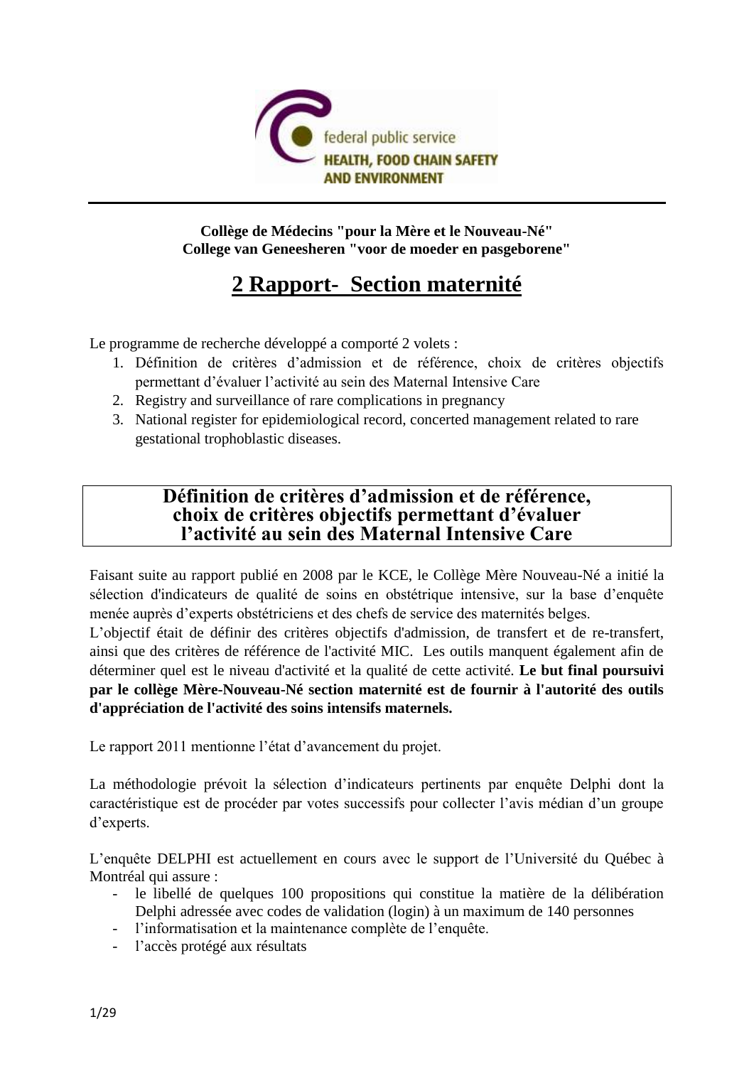**Collège de Médecins "pour la Mère et le Nouveau-Né"**
**College van Geneesheren "voor de moeder en pasgeborene"**

# 2 Rapport- Section maternité

Le programme de recherche développé a comporté 2 volets :

1. Définition de critères d'admission et de référence, choix de critères objectifs permettant d'évaluer l'activité au sein des Maternal Intensive Care
2. Registry and surveillance of rare complications in pregnancy
3. National register for epidemiological record, concerted management related to rare gestational trophoblastic diseases.

## Définition de critères d'admission et de référence, choix de critères objectifs permettant d'évaluer l'activité au sein des Maternal Intensive Care

Faisant suite au rapport publié en 2008 par le KCE, le Collège Mère Nouveau-Né a initié la sélection d'indicateurs de qualité de soins en obstétrique intensive, sur la base d'enquête menée auprès d'experts obstétriciens et des chefs de service des maternités belges.
L'objectif était de définir des critères objectifs d'admission, de transfert et de re-transfert, ainsi que des critères de référence de l'activité MIC. Les outils manquent également afin de déterminer quel est le niveau d'activité et la qualité de cette activité. **Le but final poursuivi par le collège Mère-Nouveau-Né section maternité est de fournir à l'autorité des outils d'appréciation de l'activité des soins intensifs maternels.**

Le rapport 2011 mentionne l'état d'avancement du projet.

La méthodologie prévoit la sélection d'indicateurs pertinents par enquête Delphi dont la caractéristique est de procéder par votes successifs pour collecter l'avis médian d'un groupe d'experts.

L'enquête DELPHI est actuellement en cours avec le support de l'Université du Québec à Montréal qui assure :

- le libellé de quelques 100 propositions qui constitue la matière de la délibération Delphi adressée avec codes de validation (login) à un maximum de 140 personnes
- l'informatisation et la maintenance complète de l'enquête.
- l'accès protégé aux résultats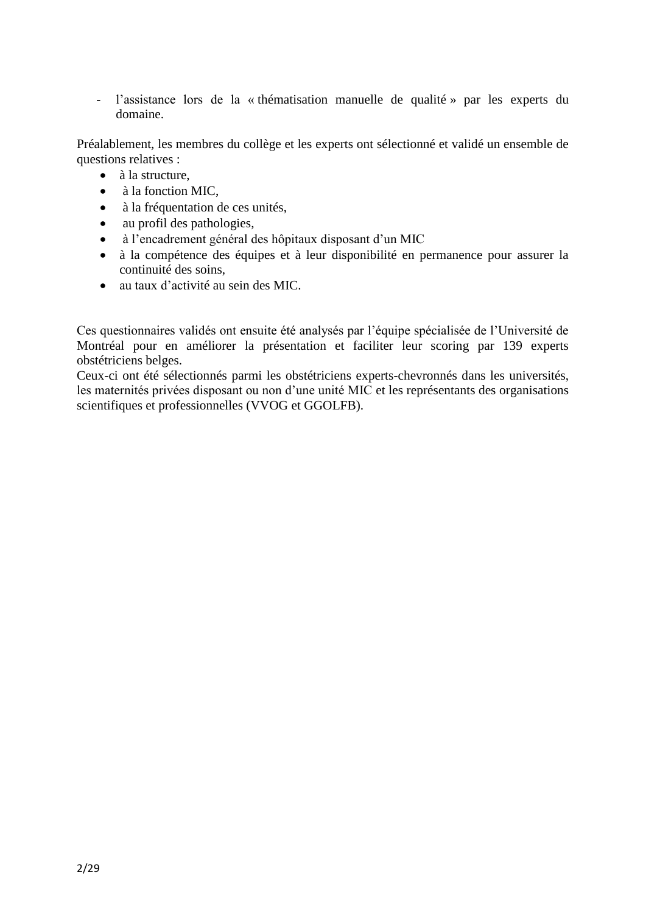- l'assistance lors de la « thématisation manuelle de qualité » par les experts du domaine.

Préalablement, les membres du collège et les experts ont sélectionné et validé un ensemble de questions relatives :

- à la structure,
- à la fonction MIC,
- à la fréquentation de ces unités,
- au profil des pathologies,
- à l'encadrement général des hôpitaux disposant d'un MIC
- à la compétence des équipes et à leur disponibilité en permanence pour assurer la continuité des soins,
- au taux d'activité au sein des MIC.

Ces questionnaires validés ont ensuite été analysés par l'équipe spécialisée de l'Université de Montréal pour en améliorer la présentation et faciliter leur scoring par 139 experts obstétriciens belges.
Ceux-ci ont été sélectionnés parmi les obstétriciens experts-chevronnés dans les universités, les maternités privées disposant ou non d'une unité MIC et les représentants des organisations scientifiques et professionnelles (VVOG et GGOLFB).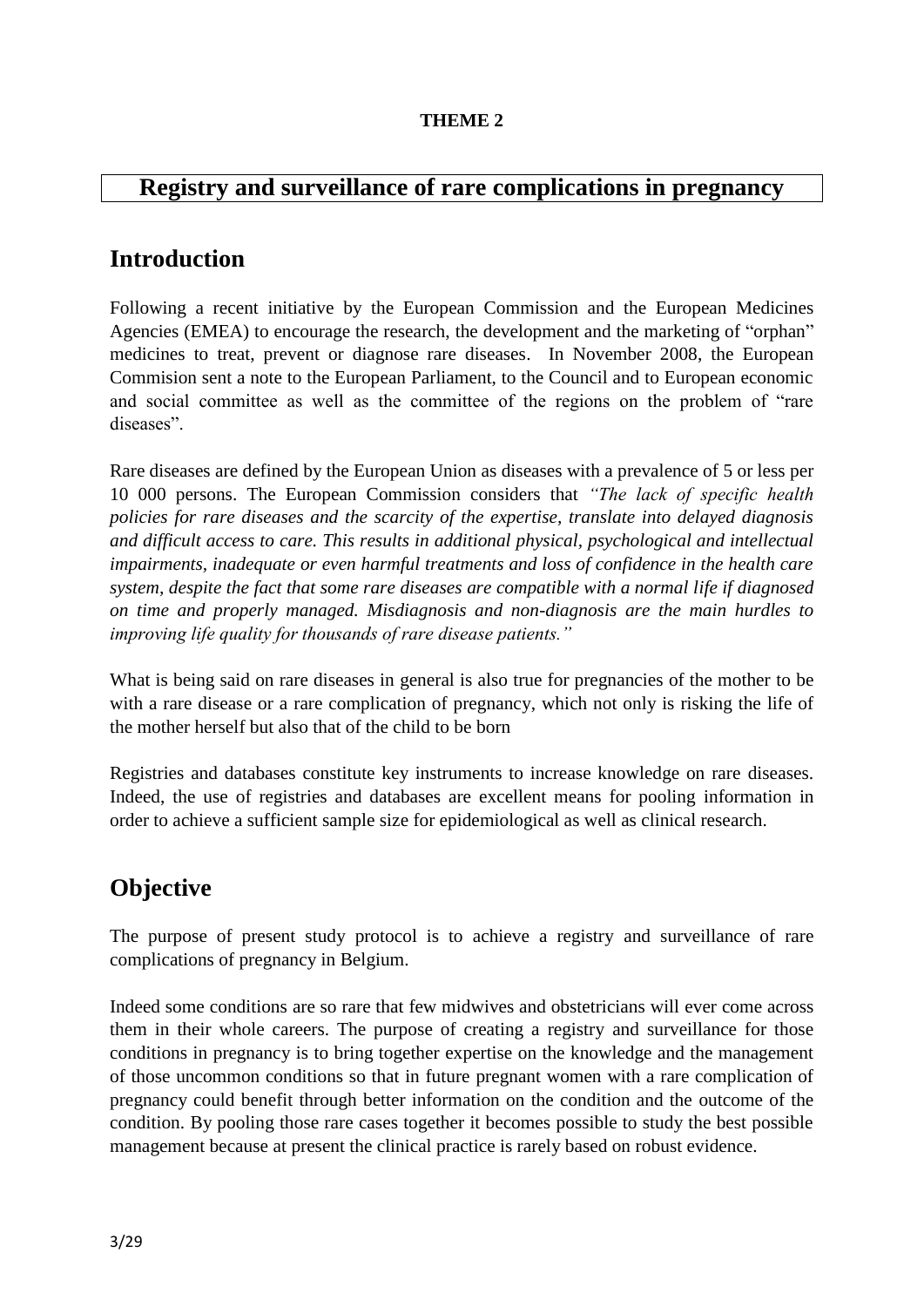**THEME 2**

# Registry and surveillance of rare complications in pregnancy

## Introduction

Following a recent initiative by the European Commission and the European Medicines Agencies (EMEA) to encourage the research, the development and the marketing of "orphan" medicines to treat, prevent or diagnose rare diseases. In November 2008, the European Commision sent a note to the European Parliament, to the Council and to European economic and social committee as well as the committee of the regions on the problem of "rare diseases".

Rare diseases are defined by the European Union as diseases with a prevalence of 5 or less per 10 000 persons. The European Commission considers that *"The lack of specific health policies for rare diseases and the scarcity of the expertise, translate into delayed diagnosis and difficult access to care. This results in additional physical, psychological and intellectual impairments, inadequate or even harmful treatments and loss of confidence in the health care system, despite the fact that some rare diseases are compatible with a normal life if diagnosed on time and properly managed. Misdiagnosis and non-diagnosis are the main hurdles to improving life quality for thousands of rare disease patients."*

What is being said on rare diseases in general is also true for pregnancies of the mother to be with a rare disease or a rare complication of pregnancy, which not only is risking the life of the mother herself but also that of the child to be born

Registries and databases constitute key instruments to increase knowledge on rare diseases. Indeed, the use of registries and databases are excellent means for pooling information in order to achieve a sufficient sample size for epidemiological as well as clinical research.

## Objective

The purpose of present study protocol is to achieve a registry and surveillance of rare complications of pregnancy in Belgium.

Indeed some conditions are so rare that few midwives and obstetricians will ever come across them in their whole careers. The purpose of creating a registry and surveillance for those conditions in pregnancy is to bring together expertise on the knowledge and the management of those uncommon conditions so that in future pregnant women with a rare complication of pregnancy could benefit through better information on the condition and the outcome of the condition. By pooling those rare cases together it becomes possible to study the best possible management because at present the clinical practice is rarely based on robust evidence.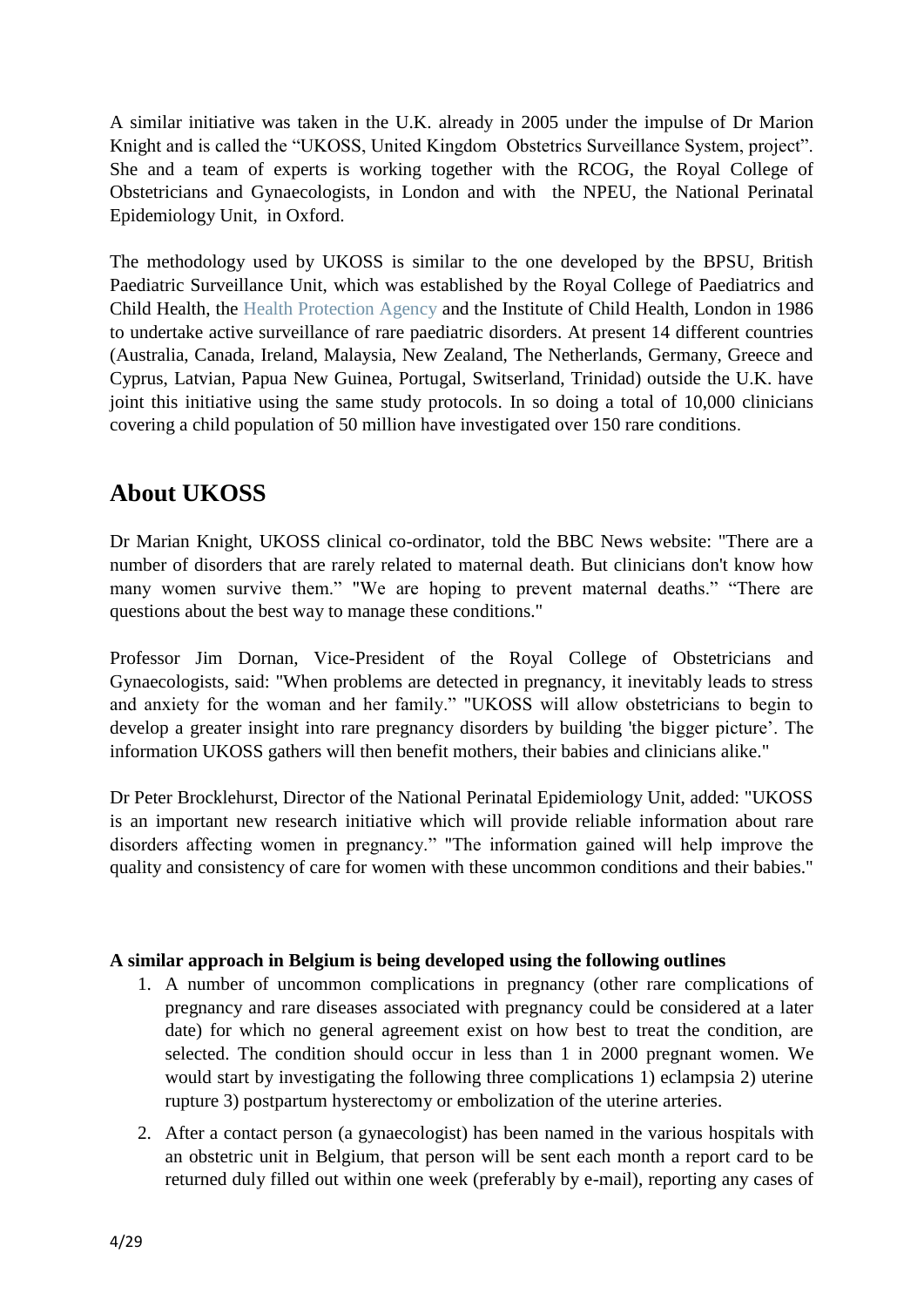A similar initiative was taken in the U.K. already in 2005 under the impulse of Dr Marion Knight and is called the "UKOSS, United Kingdom Obstetrics Surveillance System, project". She and a team of experts is working together with the RCOG, the Royal College of Obstetricians and Gynaecologists, in London and with the NPEU, the National Perinatal Epidemiology Unit, in Oxford.

The methodology used by UKOSS is similar to the one developed by the BPSU, British Paediatric Surveillance Unit, which was established by the Royal College of Paediatrics and Child Health, the Health Protection Agency and the Institute of Child Health, London in 1986 to undertake active surveillance of rare paediatric disorders. At present 14 different countries (Australia, Canada, Ireland, Malaysia, New Zealand, The Netherlands, Germany, Greece and Cyprus, Latvian, Papua New Guinea, Portugal, Switserland, Trinidad) outside the U.K. have joint this initiative using the same study protocols. In so doing a total of 10,000 clinicians covering a child population of 50 million have investigated over 150 rare conditions.

## About UKOSS

Dr Marian Knight, UKOSS clinical co-ordinator, told the BBC News website: "There are a number of disorders that are rarely related to maternal death. But clinicians don't know how many women survive them." "We are hoping to prevent maternal deaths." "There are questions about the best way to manage these conditions."

Professor Jim Dornan, Vice-President of the Royal College of Obstetricians and Gynaecologists, said: "When problems are detected in pregnancy, it inevitably leads to stress and anxiety for the woman and her family." "UKOSS will allow obstetricians to begin to develop a greater insight into rare pregnancy disorders by building 'the bigger picture'. The information UKOSS gathers will then benefit mothers, their babies and clinicians alike."

Dr Peter Brocklehurst, Director of the National Perinatal Epidemiology Unit, added: "UKOSS is an important new research initiative which will provide reliable information about rare disorders affecting women in pregnancy." "The information gained will help improve the quality and consistency of care for women with these uncommon conditions and their babies."

**A similar approach in Belgium is being developed using the following outlines**

1. A number of uncommon complications in pregnancy (other rare complications of pregnancy and rare diseases associated with pregnancy could be considered at a later date) for which no general agreement exist on how best to treat the condition, are selected. The condition should occur in less than 1 in 2000 pregnant women. We would start by investigating the following three complications 1) eclampsia 2) uterine rupture 3) postpartum hysterectomy or embolization of the uterine arteries.
2. After a contact person (a gynaecologist) has been named in the various hospitals with an obstetric unit in Belgium, that person will be sent each month a report card to be returned duly filled out within one week (preferably by e-mail), reporting any cases of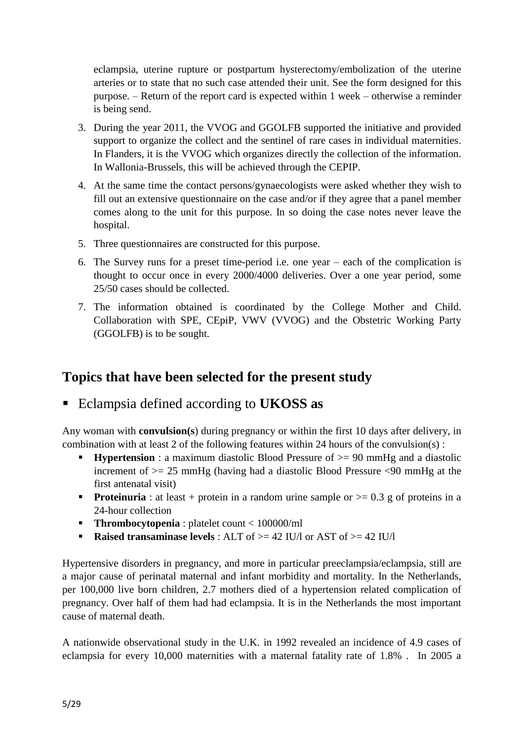eclampsia, uterine rupture or postpartum hysterectomy/embolization of the uterine arteries or to state that no such case attended their unit. See the form designed for this purpose. – Return of the report card is expected within 1 week – otherwise a reminder is being send.

3. During the year 2011, the VVOG and GGOLFB supported the initiative and provided support to organize the collect and the sentinel of rare cases in individual maternities. In Flanders, it is the VVOG which organizes directly the collection of the information. In Wallonia-Brussels, this will be achieved through the CEPIP.
4. At the same time the contact persons/gynaecologists were asked whether they wish to fill out an extensive questionnaire on the case and/or if they agree that a panel member comes along to the unit for this purpose. In so doing the case notes never leave the hospital.
5. Three questionnaires are constructed for this purpose.
6. The Survey runs for a preset time-period i.e. one year – each of the complication is thought to occur once in every 2000/4000 deliveries. Over a one year period, some 25/50 cases should be collected.
7. The information obtained is coordinated by the College Mother and Child. Collaboration with SPE, CEpiP, VWV (VVOG) and the Obstetric Working Party (GGOLFB) is to be sought.

## Topics that have been selected for the present study

- Eclampsia defined according to **UKOSS as**

Any woman with **convulsion(s**) during pregnancy or within the first 10 days after delivery, in combination with at least 2 of the following features within 24 hours of the convulsion(s) :

- **Hypertension** : a maximum diastolic Blood Pressure of >= 90 mmHg and a diastolic increment of >= 25 mmHg (having had a diastolic Blood Pressure <90 mmHg at the first antenatal visit)
- **Proteinuria** : at least + protein in a random urine sample or >= 0.3 g of proteins in a 24-hour collection
- **Thrombocytopenia** : platelet count < 100000/ml
- **Raised transaminase levels** : ALT of >= 42 IU/l or AST of >= 42 IU/l

Hypertensive disorders in pregnancy, and more in particular preeclampsia/eclampsia, still are a major cause of perinatal maternal and infant morbidity and mortality. In the Netherlands, per 100,000 live born children, 2.7 mothers died of a hypertension related complication of pregnancy. Over half of them had had eclampsia. It is in the Netherlands the most important cause of maternal death.

A nationwide observational study in the U.K. in 1992 revealed an incidence of 4.9 cases of eclampsia for every 10,000 maternities with a maternal fatality rate of 1.8% . In 2005 a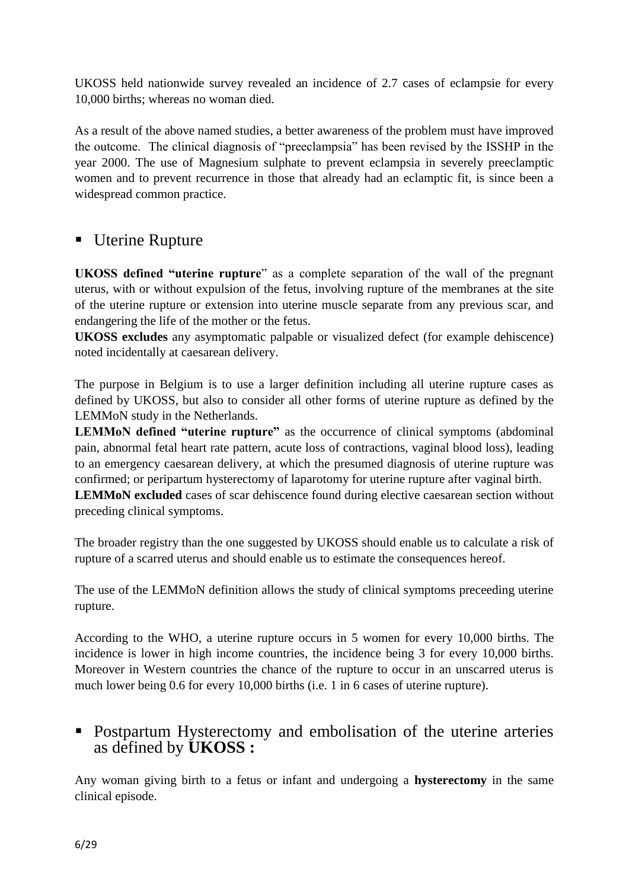UKOSS held nationwide survey revealed an incidence of 2.7 cases of eclampsie for every 10,000 births; whereas no woman died.

As a result of the above named studies, a better awareness of the problem must have improved the outcome. The clinical diagnosis of "preeclampsia" has been revised by the ISSHP in the year 2000. The use of Magnesium sulphate to prevent eclampsia in severely preeclamptic women and to prevent recurrence in those that already had an eclamptic fit, is since been a widespread common practice.

## ▪ Uterine Rupture

**UKOSS defined "uterine rupture**" as a complete separation of the wall of the pregnant uterus, with or without expulsion of the fetus, involving rupture of the membranes at the site of the uterine rupture or extension into uterine muscle separate from any previous scar, and endangering the life of the mother or the fetus.
**UKOSS excludes** any asymptomatic palpable or visualized defect (for example dehiscence) noted incidentally at caesarean delivery.

The purpose in Belgium is to use a larger definition including all uterine rupture cases as defined by UKOSS, but also to consider all other forms of uterine rupture as defined by the LEMMoN study in the Netherlands.
**LEMMoN defined "uterine rupture"** as the occurrence of clinical symptoms (abdominal pain, abnormal fetal heart rate pattern, acute loss of contractions, vaginal blood loss), leading to an emergency caesarean delivery, at which the presumed diagnosis of uterine rupture was confirmed; or peripartum hysterectomy of laparotomy for uterine rupture after vaginal birth.
**LEMMoN excluded** cases of scar dehiscence found during elective caesarean section without preceding clinical symptoms.

The broader registry than the one suggested by UKOSS should enable us to calculate a risk of rupture of a scarred uterus and should enable us to estimate the consequences hereof.

The use of the LEMMoN definition allows the study of clinical symptoms preceeding uterine rupture.

According to the WHO, a uterine rupture occurs in 5 women for every 10,000 births. The incidence is lower in high income countries, the incidence being 3 for every 10,000 births. Moreover in Western countries the chance of the rupture to occur in an unscarred uterus is much lower being 0.6 for every 10,000 births (i.e. 1 in 6 cases of uterine rupture).

## ▪ Postpartum Hysterectomy and embolisation of the uterine arteries as defined by **UKOSS :**

Any woman giving birth to a fetus or infant and undergoing a **hysterectomy** in the same clinical episode.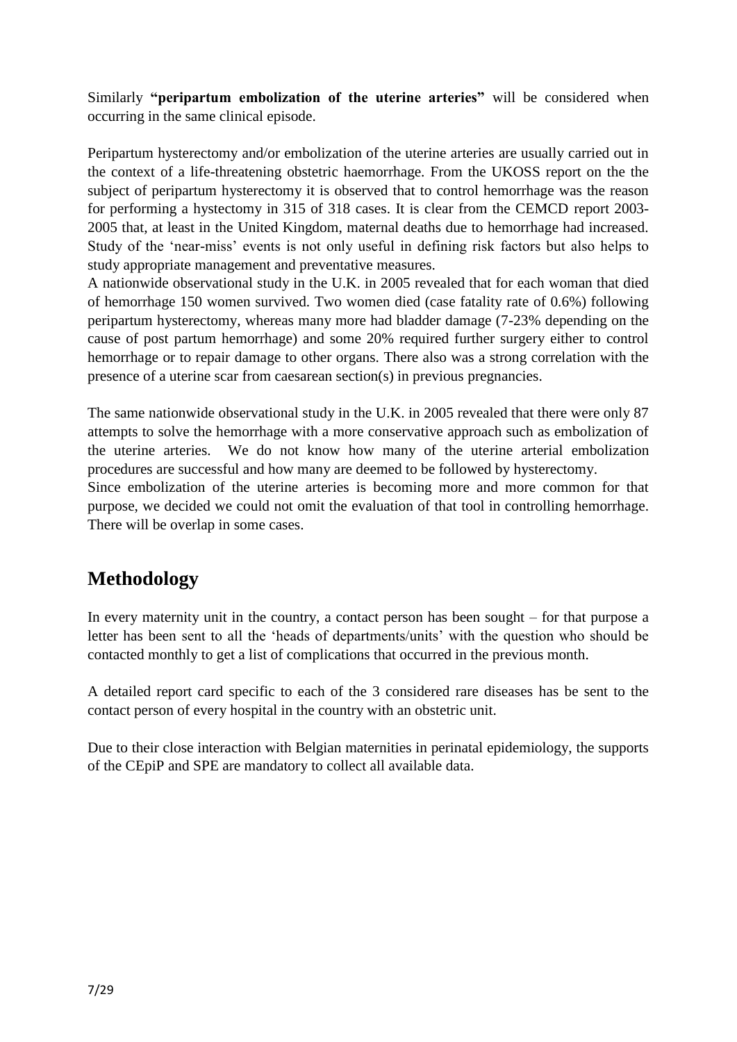Similarly **"peripartum embolization of the uterine arteries"** will be considered when occurring in the same clinical episode.

Peripartum hysterectomy and/or embolization of the uterine arteries are usually carried out in the context of a life-threatening obstetric haemorrhage. From the UKOSS report on the the subject of peripartum hysterectomy it is observed that to control hemorrhage was the reason for performing a hystectomy in 315 of 318 cases. It is clear from the CEMCD report 2003-2005 that, at least in the United Kingdom, maternal deaths due to hemorrhage had increased. Study of the 'near-miss' events is not only useful in defining risk factors but also helps to study appropriate management and preventative measures.
A nationwide observational study in the U.K. in 2005 revealed that for each woman that died of hemorrhage 150 women survived. Two women died (case fatality rate of 0.6%) following peripartum hysterectomy, whereas many more had bladder damage (7-23% depending on the cause of post partum hemorrhage) and some 20% required further surgery either to control hemorrhage or to repair damage to other organs. There also was a strong correlation with the presence of a uterine scar from caesarean section(s) in previous pregnancies.

The same nationwide observational study in the U.K. in 2005 revealed that there were only 87 attempts to solve the hemorrhage with a more conservative approach such as embolization of the uterine arteries. We do not know how many of the uterine arterial embolization procedures are successful and how many are deemed to be followed by hysterectomy.
Since embolization of the uterine arteries is becoming more and more common for that purpose, we decided we could not omit the evaluation of that tool in controlling hemorrhage. There will be overlap in some cases.

## Methodology

In every maternity unit in the country, a contact person has been sought – for that purpose a letter has been sent to all the 'heads of departments/units' with the question who should be contacted monthly to get a list of complications that occurred in the previous month.

A detailed report card specific to each of the 3 considered rare diseases has be sent to the contact person of every hospital in the country with an obstetric unit.

Due to their close interaction with Belgian maternities in perinatal epidemiology, the supports of the CEpiP and SPE are mandatory to collect all available data.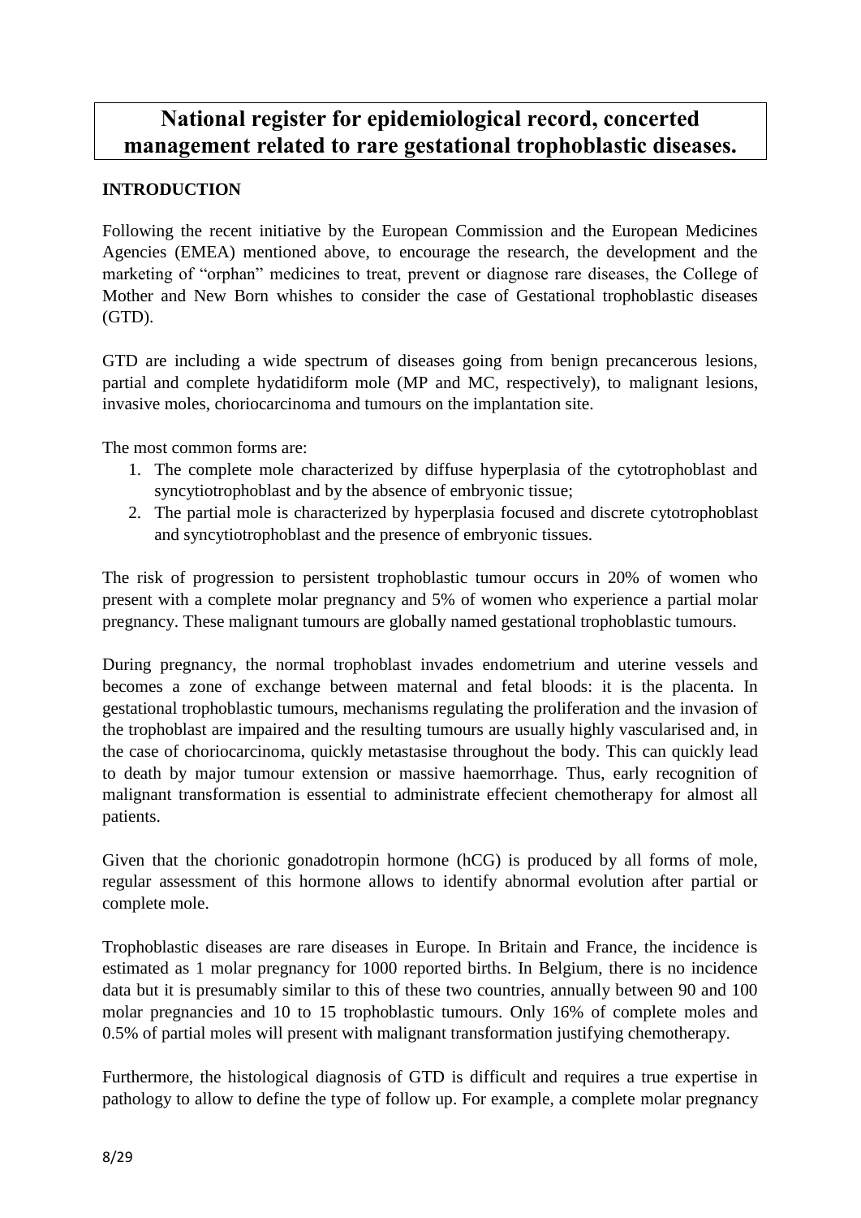# National register for epidemiological record, concerted management related to rare gestational trophoblastic diseases.

## INTRODUCTION

Following the recent initiative by the European Commission and the European Medicines Agencies (EMEA) mentioned above, to encourage the research, the development and the marketing of "orphan" medicines to treat, prevent or diagnose rare diseases, the College of Mother and New Born whishes to consider the case of Gestational trophoblastic diseases (GTD).

GTD are including a wide spectrum of diseases going from benign precancerous lesions, partial and complete hydatidiform mole (MP and MC, respectively), to malignant lesions, invasive moles, choriocarcinoma and tumours on the implantation site.

The most common forms are:

1. The complete mole characterized by diffuse hyperplasia of the cytotrophoblast and syncytiotrophoblast and by the absence of embryonic tissue;
2. The partial mole is characterized by hyperplasia focused and discrete cytotrophoblast and syncytiotrophoblast and the presence of embryonic tissues.

The risk of progression to persistent trophoblastic tumour occurs in 20% of women who present with a complete molar pregnancy and 5% of women who experience a partial molar pregnancy. These malignant tumours are globally named gestational trophoblastic tumours.

During pregnancy, the normal trophoblast invades endometrium and uterine vessels and becomes a zone of exchange between maternal and fetal bloods: it is the placenta. In gestational trophoblastic tumours, mechanisms regulating the proliferation and the invasion of the trophoblast are impaired and the resulting tumours are usually highly vascularised and, in the case of choriocarcinoma, quickly metastasise throughout the body. This can quickly lead to death by major tumour extension or massive haemorrhage. Thus, early recognition of malignant transformation is essential to administrate effecient chemotherapy for almost all patients.

Given that the chorionic gonadotropin hormone (hCG) is produced by all forms of mole, regular assessment of this hormone allows to identify abnormal evolution after partial or complete mole.

Trophoblastic diseases are rare diseases in Europe. In Britain and France, the incidence is estimated as 1 molar pregnancy for 1000 reported births. In Belgium, there is no incidence data but it is presumably similar to this of these two countries, annually between 90 and 100 molar pregnancies and 10 to 15 trophoblastic tumours. Only 16% of complete moles and 0.5% of partial moles will present with malignant transformation justifying chemotherapy.

Furthermore, the histological diagnosis of GTD is difficult and requires a true expertise in pathology to allow to define the type of follow up. For example, a complete molar pregnancy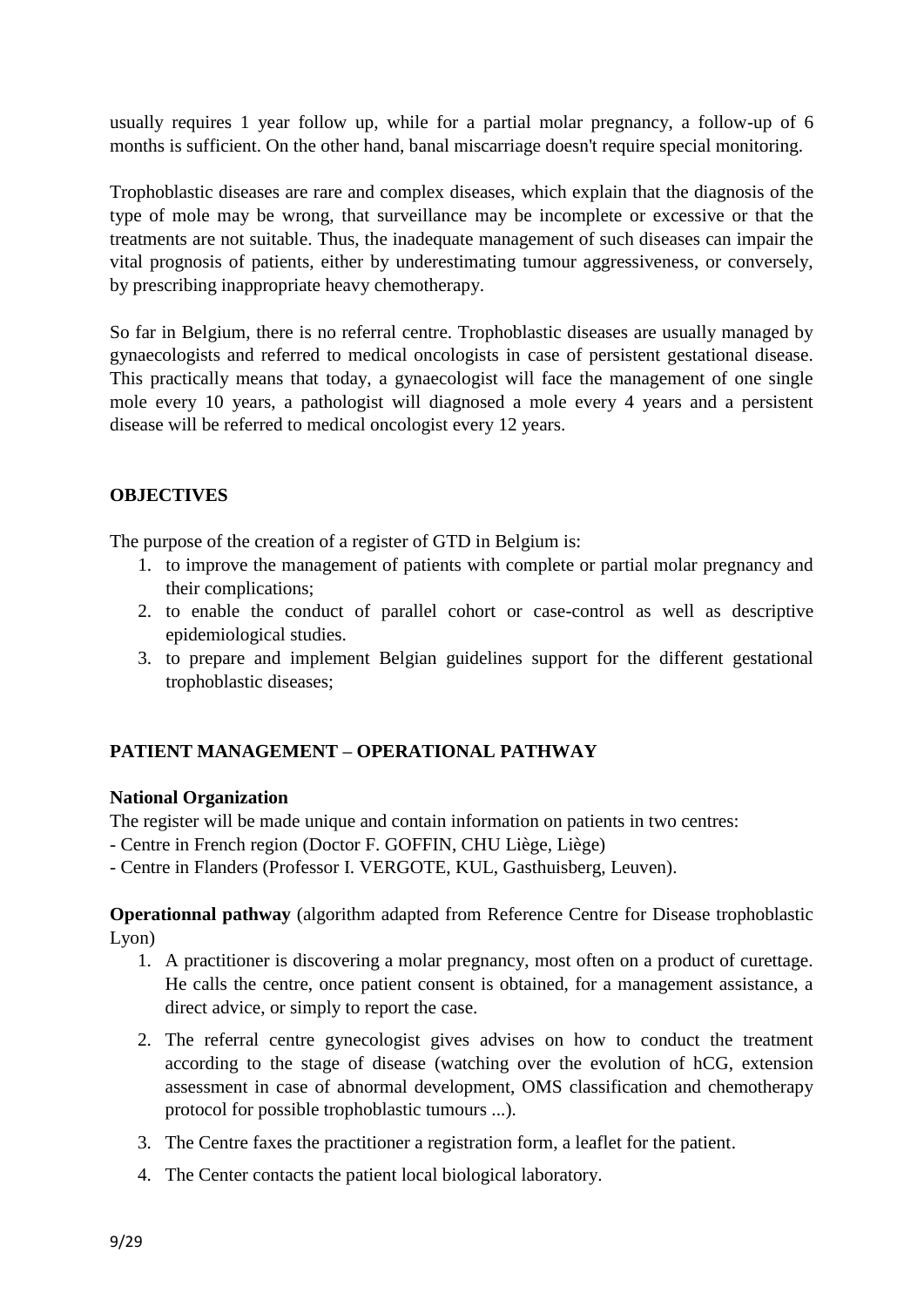usually requires 1 year follow up, while for a partial molar pregnancy, a follow-up of 6 months is sufficient. On the other hand, banal miscarriage doesn't require special monitoring.

Trophoblastic diseases are rare and complex diseases, which explain that the diagnosis of the type of mole may be wrong, that surveillance may be incomplete or excessive or that the treatments are not suitable. Thus, the inadequate management of such diseases can impair the vital prognosis of patients, either by underestimating tumour aggressiveness, or conversely, by prescribing inappropriate heavy chemotherapy.

So far in Belgium, there is no referral centre. Trophoblastic diseases are usually managed by gynaecologists and referred to medical oncologists in case of persistent gestational disease. This practically means that today, a gynaecologist will face the management of one single mole every 10 years, a pathologist will diagnosed a mole every 4 years and a persistent disease will be referred to medical oncologist every 12 years.

## OBJECTIVES

The purpose of the creation of a register of GTD in Belgium is:

1. to improve the management of patients with complete or partial molar pregnancy and their complications;
2. to enable the conduct of parallel cohort or case-control as well as descriptive epidemiological studies.
3. to prepare and implement Belgian guidelines support for the different gestational trophoblastic diseases;

## PATIENT MANAGEMENT – OPERATIONAL PATHWAY

### National Organization

The register will be made unique and contain information on patients in two centres:

- Centre in French region (Doctor F. GOFFIN, CHU Liège, Liège)
- Centre in Flanders (Professor I. VERGOTE, KUL, Gasthuisberg, Leuven).

**Operationnal pathway** (algorithm adapted from Reference Centre for Disease trophoblastic Lyon)

1. A practitioner is discovering a molar pregnancy, most often on a product of curettage. He calls the centre, once patient consent is obtained, for a management assistance, a direct advice, or simply to report the case.
2. The referral centre gynecologist gives advises on how to conduct the treatment according to the stage of disease (watching over the evolution of hCG, extension assessment in case of abnormal development, OMS classification and chemotherapy protocol for possible trophoblastic tumours ...).
3. The Centre faxes the practitioner a registration form, a leaflet for the patient.
4. The Center contacts the patient local biological laboratory.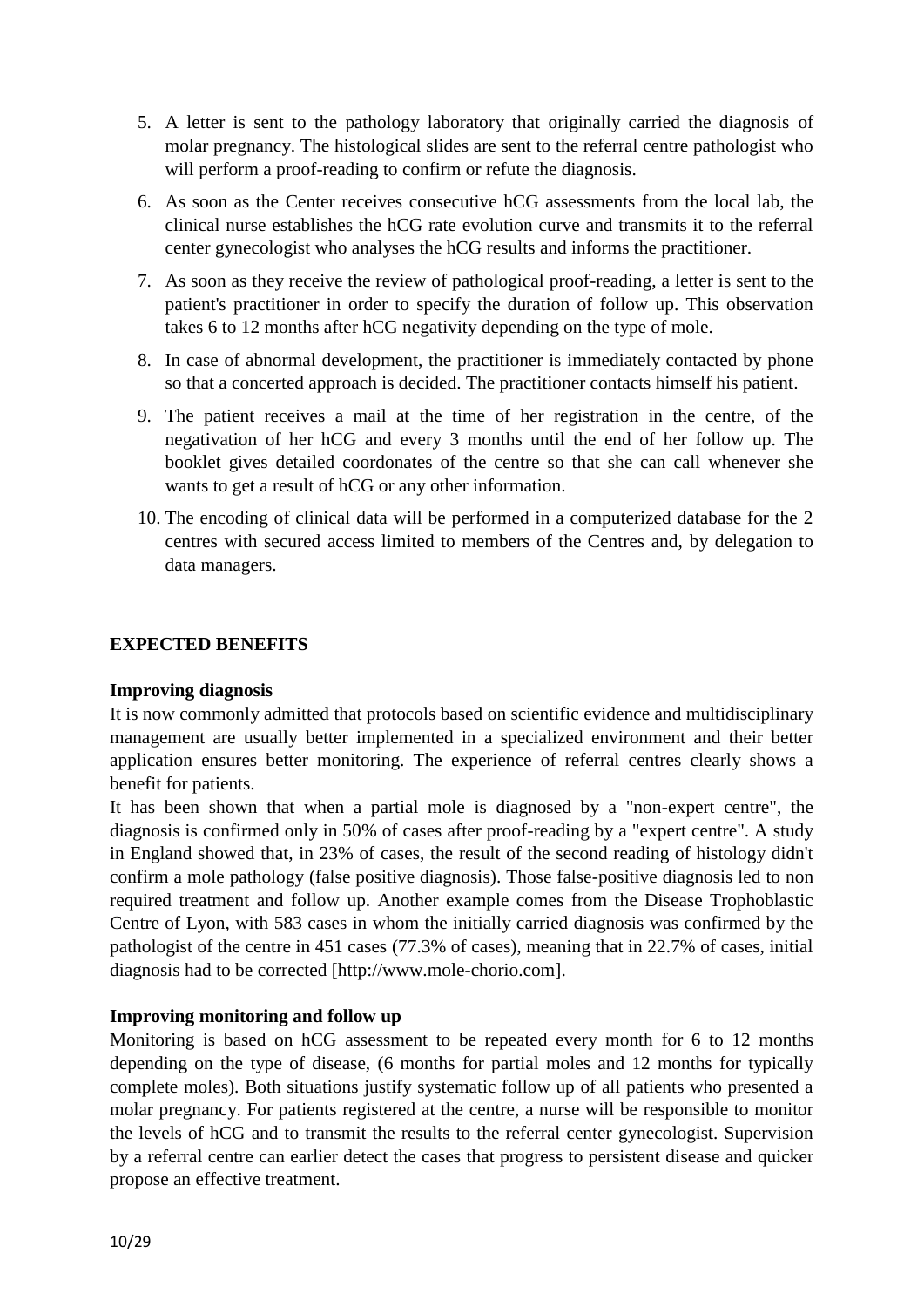5. A letter is sent to the pathology laboratory that originally carried the diagnosis of molar pregnancy. The histological slides are sent to the referral centre pathologist who will perform a proof-reading to confirm or refute the diagnosis.
6. As soon as the Center receives consecutive hCG assessments from the local lab, the clinical nurse establishes the hCG rate evolution curve and transmits it to the referral center gynecologist who analyses the hCG results and informs the practitioner.
7. As soon as they receive the review of pathological proof-reading, a letter is sent to the patient's practitioner in order to specify the duration of follow up. This observation takes 6 to 12 months after hCG negativity depending on the type of mole.
8. In case of abnormal development, the practitioner is immediately contacted by phone so that a concerted approach is decided. The practitioner contacts himself his patient.
9. The patient receives a mail at the time of her registration in the centre, of the negativation of her hCG and every 3 months until the end of her follow up. The booklet gives detailed coordonates of the centre so that she can call whenever she wants to get a result of hCG or any other information.
10. The encoding of clinical data will be performed in a computerized database for the 2 centres with secured access limited to members of the Centres and, by delegation to data managers.

## EXPECTED BENEFITS

### Improving diagnosis

It is now commonly admitted that protocols based on scientific evidence and multidisciplinary management are usually better implemented in a specialized environment and their better application ensures better monitoring. The experience of referral centres clearly shows a benefit for patients.

It has been shown that when a partial mole is diagnosed by a "non-expert centre", the diagnosis is confirmed only in 50% of cases after proof-reading by a "expert centre". A study in England showed that, in 23% of cases, the result of the second reading of histology didn't confirm a mole pathology (false positive diagnosis). Those false-positive diagnosis led to non required treatment and follow up. Another example comes from the Disease Trophoblastic Centre of Lyon, with 583 cases in whom the initially carried diagnosis was confirmed by the pathologist of the centre in 451 cases (77.3% of cases), meaning that in 22.7% of cases, initial diagnosis had to be corrected [http://www.mole-chorio.com].

### Improving monitoring and follow up

Monitoring is based on hCG assessment to be repeated every month for 6 to 12 months depending on the type of disease, (6 months for partial moles and 12 months for typically complete moles). Both situations justify systematic follow up of all patients who presented a molar pregnancy. For patients registered at the centre, a nurse will be responsible to monitor the levels of hCG and to transmit the results to the referral center gynecologist. Supervision by a referral centre can earlier detect the cases that progress to persistent disease and quicker propose an effective treatment.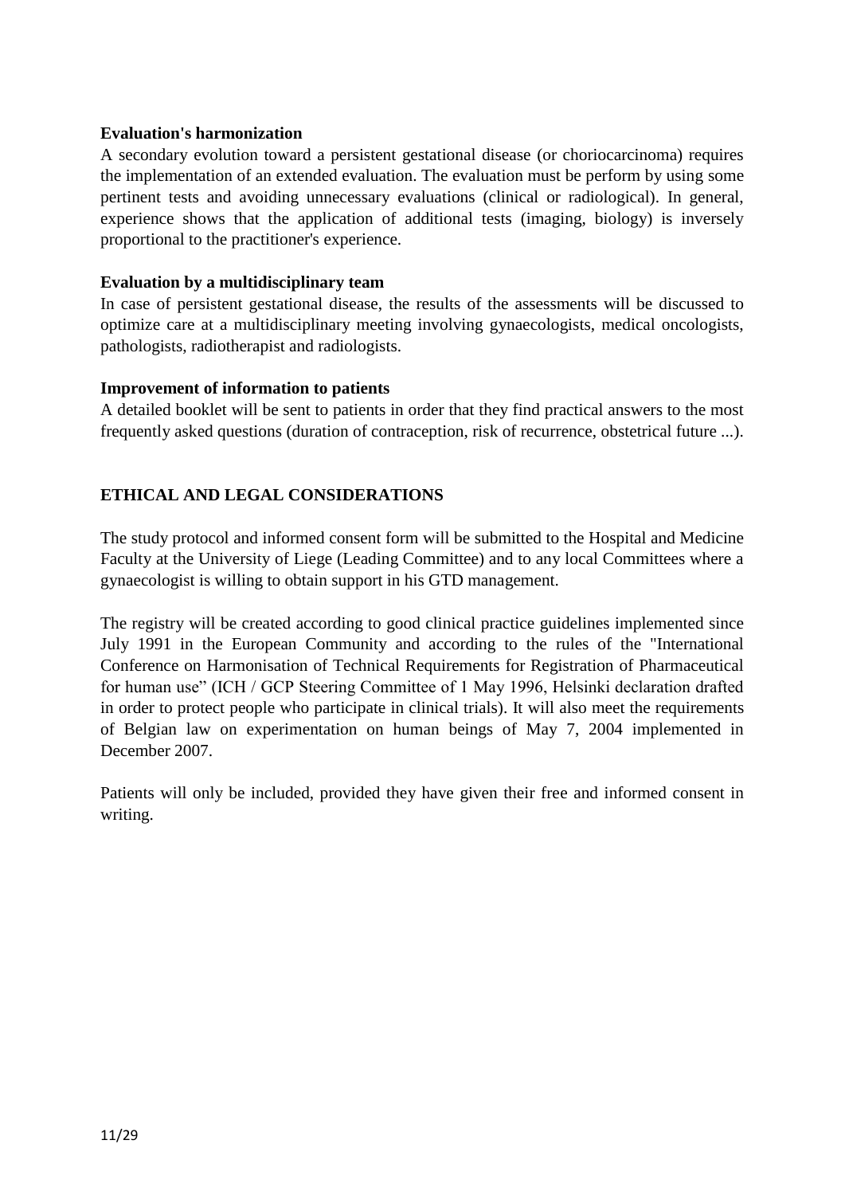**Evaluation's harmonization**

A secondary evolution toward a persistent gestational disease (or choriocarcinoma) requires the implementation of an extended evaluation. The evaluation must be perform by using some pertinent tests and avoiding unnecessary evaluations (clinical or radiological). In general, experience shows that the application of additional tests (imaging, biology) is inversely proportional to the practitioner's experience.

**Evaluation by a multidisciplinary team**

In case of persistent gestational disease, the results of the assessments will be discussed to optimize care at a multidisciplinary meeting involving gynaecologists, medical oncologists, pathologists, radiotherapist and radiologists.

**Improvement of information to patients**

A detailed booklet will be sent to patients in order that they find practical answers to the most frequently asked questions (duration of contraception, risk of recurrence, obstetrical future ...).

## ETHICAL AND LEGAL CONSIDERATIONS

The study protocol and informed consent form will be submitted to the Hospital and Medicine Faculty at the University of Liege (Leading Committee) and to any local Committees where a gynaecologist is willing to obtain support in his GTD management.

The registry will be created according to good clinical practice guidelines implemented since July 1991 in the European Community and according to the rules of the "International Conference on Harmonisation of Technical Requirements for Registration of Pharmaceutical for human use" (ICH / GCP Steering Committee of 1 May 1996, Helsinki declaration drafted in order to protect people who participate in clinical trials). It will also meet the requirements of Belgian law on experimentation on human beings of May 7, 2004 implemented in December 2007.

Patients will only be included, provided they have given their free and informed consent in writing.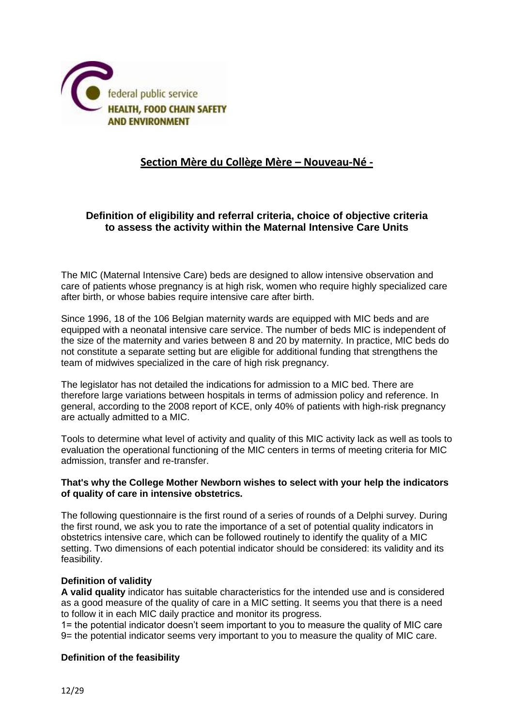federal public service
**HEALTH, FOOD CHAIN SAFETY AND ENVIRONMENT**

## Section Mère du Collège Mère – Nouveau-Né -

### Definition of eligibility and referral criteria, choice of objective criteria to assess the activity within the Maternal Intensive Care Units

The MIC (Maternal Intensive Care) beds are designed to allow intensive observation and care of patients whose pregnancy is at high risk, women who require highly specialized care after birth, or whose babies require intensive care after birth.

Since 1996, 18 of the 106 Belgian maternity wards are equipped with MIC beds and are equipped with a neonatal intensive care service. The number of beds MIC is independent of the size of the maternity and varies between 8 and 20 by maternity. In practice, MIC beds do not constitute a separate setting but are eligible for additional funding that strengthens the team of midwives specialized in the care of high risk pregnancy.

The legislator has not detailed the indications for admission to a MIC bed. There are therefore large variations between hospitals in terms of admission policy and reference. In general, according to the 2008 report of KCE, only 40% of patients with high-risk pregnancy are actually admitted to a MIC.

Tools to determine what level of activity and quality of this MIC activity lack as well as tools to evaluation the operational functioning of the MIC centers in terms of meeting criteria for MIC admission, transfer and re-transfer.

**That's why the College Mother Newborn wishes to select with your help the indicators of quality of care in intensive obstetrics.**

The following questionnaire is the first round of a series of rounds of a Delphi survey. During the first round, we ask you to rate the importance of a set of potential quality indicators in obstetrics intensive care, which can be followed routinely to identify the quality of a MIC setting. Two dimensions of each potential indicator should be considered: its validity and its feasibility.

**Definition of validity**

**A valid quality** indicator has suitable characteristics for the intended use and is considered as a good measure of the quality of care in a MIC setting. It seems you that there is a need to follow it in each MIC daily practice and monitor its progress.

1= the potential indicator doesn't seem important to you to measure the quality of MIC care
9= the potential indicator seems very important to you to measure the quality of MIC care.

**Definition of the feasibility**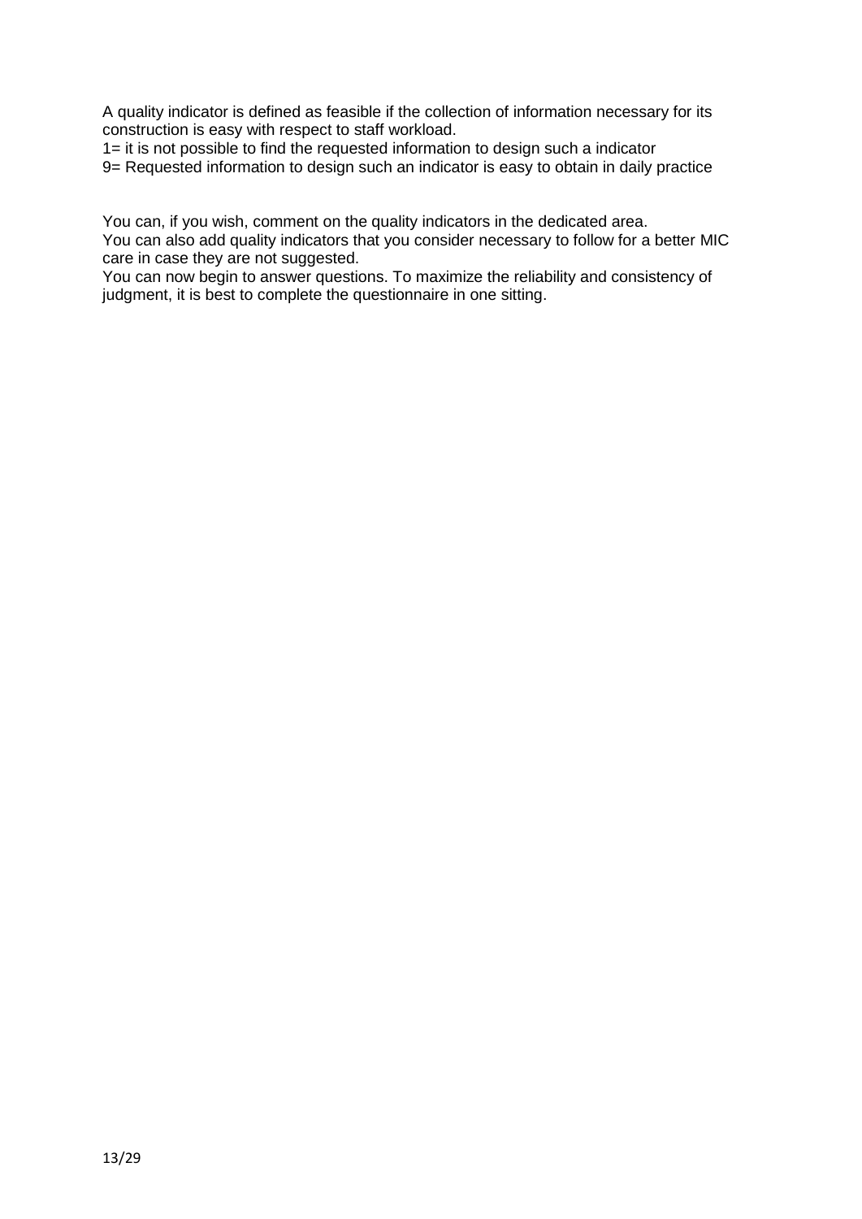A quality indicator is defined as feasible if the collection of information necessary for its construction is easy with respect to staff workload.

1= it is not possible to find the requested information to design such a indicator

9= Requested information to design such an indicator is easy to obtain in daily practice

You can, if you wish, comment on the quality indicators in the dedicated area.

You can also add quality indicators that you consider necessary to follow for a better MIC care in case they are not suggested.

You can now begin to answer questions. To maximize the reliability and consistency of judgment, it is best to complete the questionnaire in one sitting.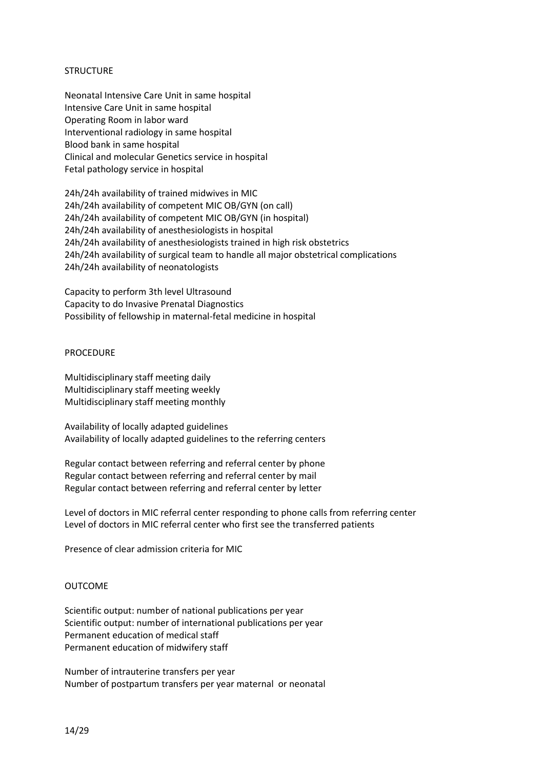STRUCTURE

Neonatal Intensive Care Unit in same hospital
Intensive Care Unit in same hospital
Operating Room in labor ward
Interventional radiology in same hospital
Blood bank in same hospital
Clinical and molecular Genetics service in hospital
Fetal pathology service in hospital

24h/24h availability of trained midwives in MIC
24h/24h availability of competent MIC OB/GYN (on call)
24h/24h availability of competent MIC OB/GYN (in hospital)
24h/24h availability of anesthesiologists in hospital
24h/24h availability of anesthesiologists trained in high risk obstetrics
24h/24h availability of surgical team to handle all major obstetrical complications
24h/24h availability of neonatologists

Capacity to perform 3th level Ultrasound
Capacity to do Invasive Prenatal Diagnostics
Possibility of fellowship in maternal-fetal medicine in hospital

PROCEDURE

Multidisciplinary staff meeting daily
Multidisciplinary staff meeting weekly
Multidisciplinary staff meeting monthly

Availability of locally adapted guidelines
Availability of locally adapted guidelines to the referring centers

Regular contact between referring and referral center by phone
Regular contact between referring and referral center by mail
Regular contact between referring and referral center by letter

Level of doctors in MIC referral center responding to phone calls from referring center
Level of doctors in MIC referral center who first see the transferred patients

Presence of clear admission criteria for MIC

OUTCOME

Scientific output: number of national publications per year
Scientific output: number of international publications per year
Permanent education of medical staff
Permanent education of midwifery staff

Number of intrauterine transfers per year
Number of postpartum transfers per year maternal or neonatal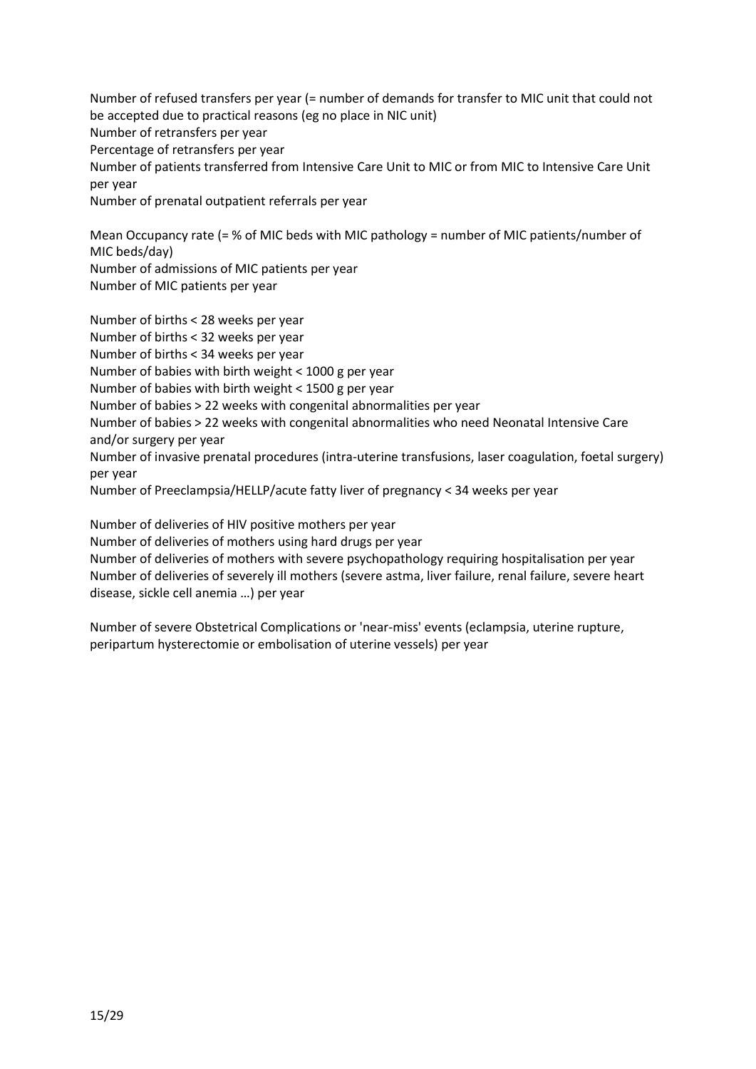Number of refused transfers per year (= number of demands for transfer to MIC unit that could not be accepted due to practical reasons (eg no place in NIC unit)

Number of retransfers per year

Percentage of retransfers per year

Number of patients transferred from Intensive Care Unit to MIC or from MIC to Intensive Care Unit per year

Number of prenatal outpatient referrals per year

Mean Occupancy rate (= % of MIC beds with MIC pathology = number of MIC patients/number of MIC beds/day)

Number of admissions of MIC patients per year

Number of MIC patients per year

Number of births < 28 weeks per year

Number of births < 32 weeks per year

Number of births < 34 weeks per year

Number of babies with birth weight < 1000 g per year

Number of babies with birth weight < 1500 g per year

Number of babies > 22 weeks with congenital abnormalities per year

Number of babies > 22 weeks with congenital abnormalities who need Neonatal Intensive Care and/or surgery per year

Number of invasive prenatal procedures (intra-uterine transfusions, laser coagulation, foetal surgery) per year

Number of Preeclampsia/HELLP/acute fatty liver of pregnancy < 34 weeks per year

Number of deliveries of HIV positive mothers per year

Number of deliveries of mothers using hard drugs per year

Number of deliveries of mothers with severe psychopathology requiring hospitalisation per year

Number of deliveries of severely ill mothers (severe astma, liver failure, renal failure, severe heart disease, sickle cell anemia …) per year

Number of severe Obstetrical Complications or 'near-miss' events (eclampsia, uterine rupture, peripartum hysterectomie or embolisation of uterine vessels) per year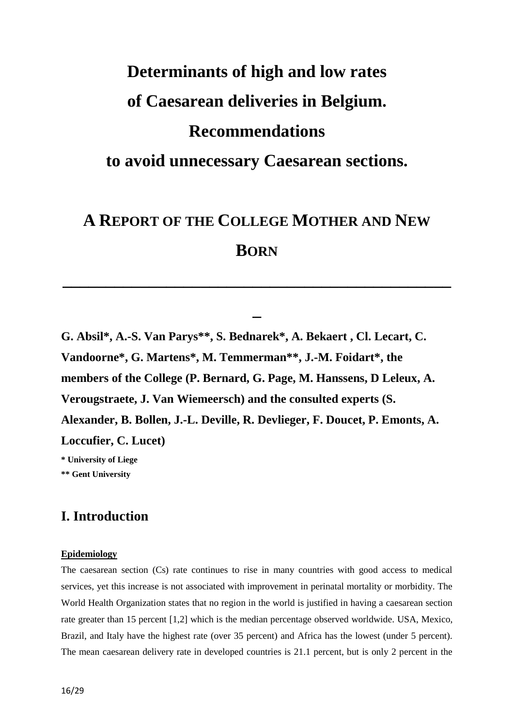# Determinants of high and low rates of Caesarean deliveries in Belgium. Recommendations to avoid unnecessary Caesarean sections.

## A REPORT OF THE COLLEGE MOTHER AND NEW BORN

---

**G. Absil\*, A.-S. Van Parys\*\*, S. Bednarek\*, A. Bekaert , Cl. Lecart, C. Vandoorne\*, G. Martens\*, M. Temmerman\*\*, J.-M. Foidart\*, the members of the College (P. Bernard, G. Page, M. Hanssens, D Leleux, A. Verougstraete, J. Van Wiemeersch) and the consulted experts (S. Alexander, B. Bollen, J.-L. Deville, R. Devlieger, F. Doucet, P. Emonts, A. Loccufier, C. Lucet)**

**\* University of Liege**

**\*\* Gent University**

## I. Introduction

**Epidemiology**

The caesarean section (Cs) rate continues to rise in many countries with good access to medical services, yet this increase is not associated with improvement in perinatal mortality or morbidity. The World Health Organization states that no region in the world is justified in having a caesarean section rate greater than 15 percent [1,2] which is the median percentage observed worldwide. USA, Mexico, Brazil, and Italy have the highest rate (over 35 percent) and Africa has the lowest (under 5 percent). The mean caesarean delivery rate in developed countries is 21.1 percent, but is only 2 percent in the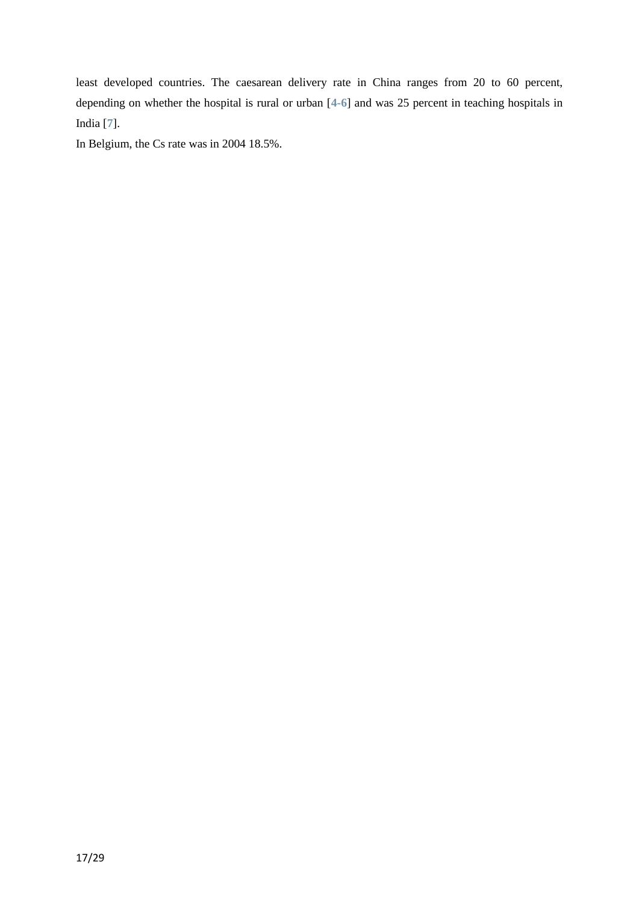least developed countries. The caesarean delivery rate in China ranges from 20 to 60 percent, depending on whether the hospital is rural or urban [4-6] and was 25 percent in teaching hospitals in India [7].

In Belgium, the Cs rate was in 2004 18.5%.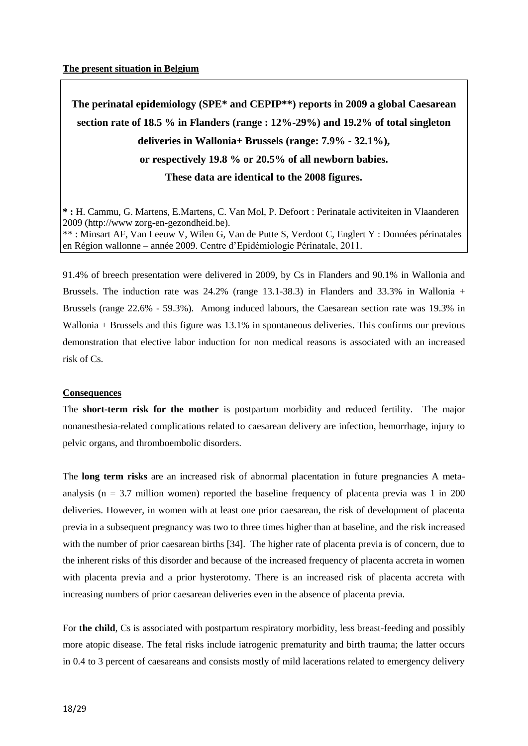**The present situation in Belgium**

**The perinatal epidemiology (SPE\* and CEPIP\*\*) reports in 2009 a global Caesarean section rate of 18.5 % in Flanders (range : 12%-29%) and 19.2% of total singleton deliveries in Wallonia+ Brussels (range: 7.9% - 32.1%), or respectively 19.8 % or 20.5% of all newborn babies. These data are identical to the 2008 figures.**

**\* :** H. Cammu, G. Martens, E.Martens, C. Van Mol, P. Defoort : Perinatale activiteiten in Vlaanderen 2009 (http://www zorg-en-gezondheid.be).
\*\* : Minsart AF, Van Leeuw V, Wilen G, Van de Putte S, Verdoot C, Englert Y : Données périnatales en Région wallonne – année 2009. Centre d'Epidémiologie Périnatale, 2011.

91.4% of breech presentation were delivered in 2009, by Cs in Flanders and 90.1% in Wallonia and Brussels. The induction rate was 24.2% (range 13.1-38.3) in Flanders and 33.3% in Wallonia + Brussels (range 22.6% - 59.3%). Among induced labours, the Caesarean section rate was 19.3% in Wallonia + Brussels and this figure was 13.1% in spontaneous deliveries. This confirms our previous demonstration that elective labor induction for non medical reasons is associated with an increased risk of Cs.

**Consequences**

The **short-term risk for the mother** is postpartum morbidity and reduced fertility. The major nonanesthesia-related complications related to caesarean delivery are infection, hemorrhage, injury to pelvic organs, and thromboembolic disorders.

The **long term risks** are an increased risk of abnormal placentation in future pregnancies A meta-analysis (n = 3.7 million women) reported the baseline frequency of placenta previa was 1 in 200 deliveries. However, in women with at least one prior caesarean, the risk of development of placenta previa in a subsequent pregnancy was two to three times higher than at baseline, and the risk increased with the number of prior caesarean births [34]. The higher rate of placenta previa is of concern, due to the inherent risks of this disorder and because of the increased frequency of placenta accreta in women with placenta previa and a prior hysterotomy. There is an increased risk of placenta accreta with increasing numbers of prior caesarean deliveries even in the absence of placenta previa.

For **the child**, Cs is associated with postpartum respiratory morbidity, less breast-feeding and possibly more atopic disease. The fetal risks include iatrogenic prematurity and birth trauma; the latter occurs in 0.4 to 3 percent of caesareans and consists mostly of mild lacerations related to emergency delivery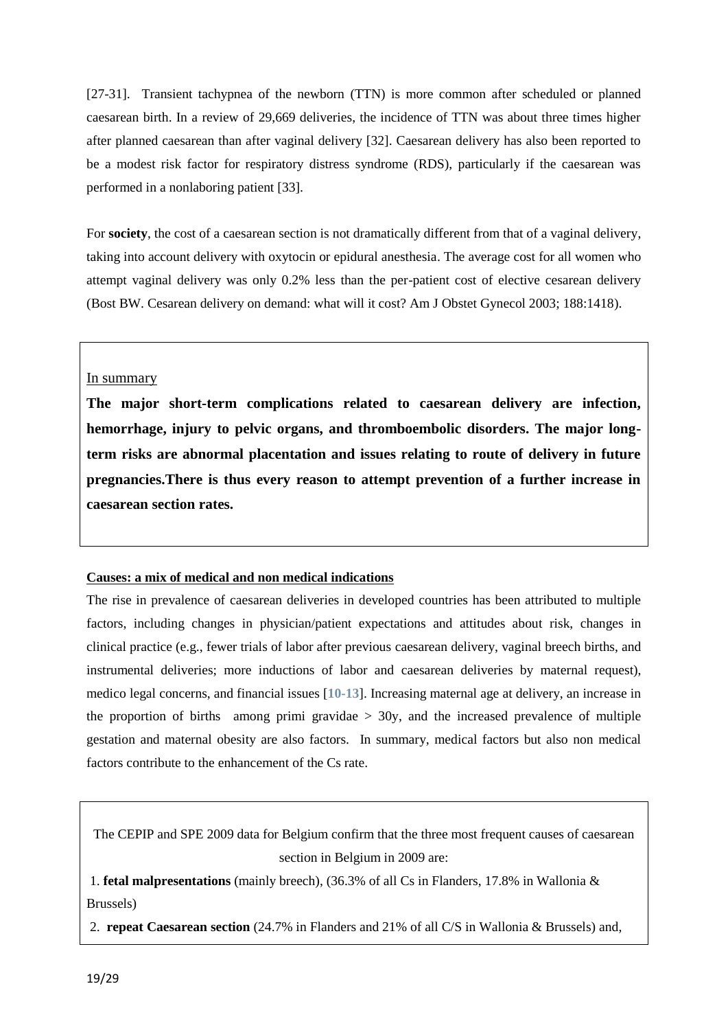[27-31]. Transient tachypnea of the newborn (TTN) is more common after scheduled or planned caesarean birth. In a review of 29,669 deliveries, the incidence of TTN was about three times higher after planned caesarean than after vaginal delivery [32]. Caesarean delivery has also been reported to be a modest risk factor for respiratory distress syndrome (RDS), particularly if the caesarean was performed in a nonlaboring patient [33].

For **society**, the cost of a caesarean section is not dramatically different from that of a vaginal delivery, taking into account delivery with oxytocin or epidural anesthesia. The average cost for all women who attempt vaginal delivery was only 0.2% less than the per-patient cost of elective cesarean delivery (Bost BW. Cesarean delivery on demand: what will it cost? Am J Obstet Gynecol 2003; 188:1418).

> In summary
>
> **The major short-term complications related to caesarean delivery are infection, hemorrhage, injury to pelvic organs, and thromboembolic disorders. The major long-term risks are abnormal placentation and issues relating to route of delivery in future pregnancies.There is thus every reason to attempt prevention of a further increase in caesarean section rates.**

**Causes: a mix of medical and non medical indications**

The rise in prevalence of caesarean deliveries in developed countries has been attributed to multiple factors, including changes in physician/patient expectations and attitudes about risk, changes in clinical practice (e.g., fewer trials of labor after previous caesarean delivery, vaginal breech births, and instrumental deliveries; more inductions of labor and caesarean deliveries by maternal request), medico legal concerns, and financial issues [10-13]. Increasing maternal age at delivery, an increase in the proportion of births among primi gravidae > 30y, and the increased prevalence of multiple gestation and maternal obesity are also factors. In summary, medical factors but also non medical factors contribute to the enhancement of the Cs rate.

> The CEPIP and SPE 2009 data for Belgium confirm that the three most frequent causes of caesarean section in Belgium in 2009 are:
>
> 1. **fetal malpresentations** (mainly breech), (36.3% of all Cs in Flanders, 17.8% in Wallonia & Brussels)
> 2. **repeat Caesarean section** (24.7% in Flanders and 21% of all C/S in Wallonia & Brussels) and,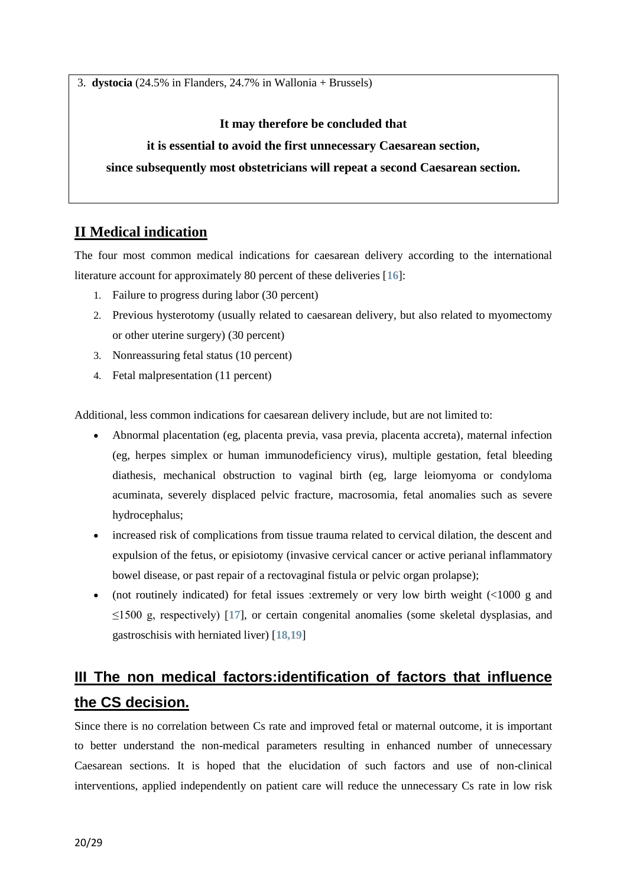3. **dysticia** (24.5% in Flanders, 24.7% in Wallonia + Brussels)

**It may therefore be concluded that**

**it is essential to avoid the first unnecessary Caesarean section,**

**since subsequently most obstetricians will repeat a second Caesarean section.**

## II Medical indication

The four most common medical indications for caesarean delivery according to the international literature account for approximately 80 percent of these deliveries [16]:

1. Failure to progress during labor (30 percent)
2. Previous hysterotomy (usually related to caesarean delivery, but also related to myomectomy or other uterine surgery) (30 percent)
3. Nonreassuring fetal status (10 percent)
4. Fetal malpresentation (11 percent)

Additional, less common indications for caesarean delivery include, but are not limited to:

- Abnormal placentation (eg, placenta previa, vasa previa, placenta accreta), maternal infection (eg, herpes simplex or human immunodeficiency virus), multiple gestation, fetal bleeding diathesis, mechanical obstruction to vaginal birth (eg, large leiomyoma or condyloma acuminata, severely displaced pelvic fracture, macrosomia, fetal anomalies such as severe hydrocephalus;
- increased risk of complications from tissue trauma related to cervical dilation, the descent and expulsion of the fetus, or episiotomy (invasive cervical cancer or active perianal inflammatory bowel disease, or past repair of a rectovaginal fistula or pelvic organ prolapse);
- (not routinely indicated) for fetal issues :extremely or very low birth weight (<1000 g and ≤1500 g, respectively) [17], or certain congenital anomalies (some skeletal dysplasias, and gastroschisis with herniated liver) [18,19]

## III The non medical factors:identification of factors that influence the CS decision.

Since there is no correlation between Cs rate and improved fetal or maternal outcome, it is important to better understand the non-medical parameters resulting in enhanced number of unnecessary Caesarean sections. It is hoped that the elucidation of such factors and use of non-clinical interventions, applied independently on patient care will reduce the unnecessary Cs rate in low risk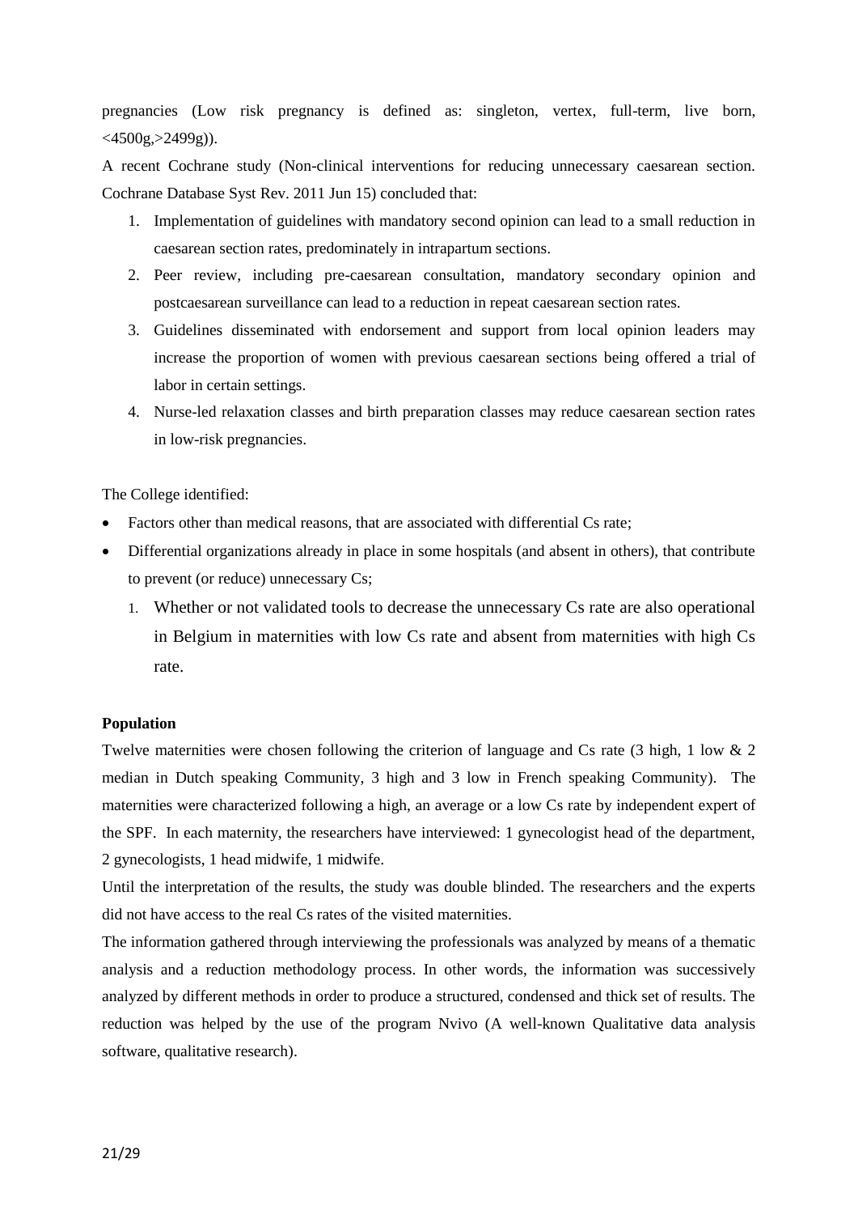pregnancies (Low risk pregnancy is defined as: singleton, vertex, full-term, live born, <4500g,>2499g)).

A recent Cochrane study (Non-clinical interventions for reducing unnecessary caesarean section. Cochrane Database Syst Rev. 2011 Jun 15) concluded that:

1. Implementation of guidelines with mandatory second opinion can lead to a small reduction in caesarean section rates, predominately in intrapartum sections.
2. Peer review, including pre-caesarean consultation, mandatory secondary opinion and postcaesarean surveillance can lead to a reduction in repeat caesarean section rates.
3. Guidelines disseminated with endorsement and support from local opinion leaders may increase the proportion of women with previous caesarean sections being offered a trial of labor in certain settings.
4. Nurse-led relaxation classes and birth preparation classes may reduce caesarean section rates in low-risk pregnancies.

The College identified:

- Factors other than medical reasons, that are associated with differential Cs rate;
- Differential organizations already in place in some hospitals (and absent in others), that contribute to prevent (or reduce) unnecessary Cs;
  1. Whether or not validated tools to decrease the unnecessary Cs rate are also operational in Belgium in maternities with low Cs rate and absent from maternities with high Cs rate.

**Population**

Twelve maternities were chosen following the criterion of language and Cs rate (3 high, 1 low & 2 median in Dutch speaking Community, 3 high and 3 low in French speaking Community). The maternities were characterized following a high, an average or a low Cs rate by independent expert of the SPF. In each maternity, the researchers have interviewed: 1 gynecologist head of the department, 2 gynecologists, 1 head midwife, 1 midwife.

Until the interpretation of the results, the study was double blinded. The researchers and the experts did not have access to the real Cs rates of the visited maternities.

The information gathered through interviewing the professionals was analyzed by means of a thematic analysis and a reduction methodology process. In other words, the information was successively analyzed by different methods in order to produce a structured, condensed and thick set of results. The reduction was helped by the use of the program Nvivo (A well-known Qualitative data analysis software, qualitative research).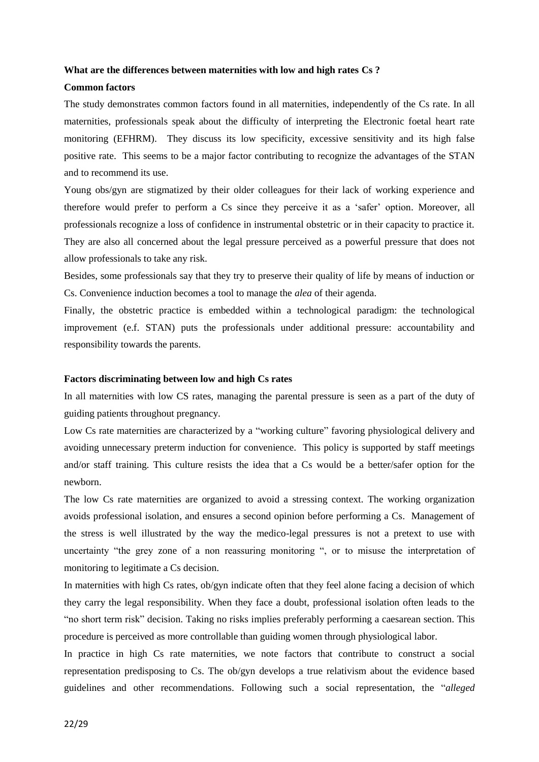**What are the differences between maternities with low and high rates Cs ?**

**Common factors**

The study demonstrates common factors found in all maternities, independently of the Cs rate. In all maternities, professionals speak about the difficulty of interpreting the Electronic foetal heart rate monitoring (EFHRM). They discuss its low specificity, excessive sensitivity and its high false positive rate. This seems to be a major factor contributing to recognize the advantages of the STAN and to recommend its use.

Young obs/gyn are stigmatized by their older colleagues for their lack of working experience and therefore would prefer to perform a Cs since they perceive it as a 'safer' option. Moreover, all professionals recognize a loss of confidence in instrumental obstetric or in their capacity to practice it. They are also all concerned about the legal pressure perceived as a powerful pressure that does not allow professionals to take any risk.

Besides, some professionals say that they try to preserve their quality of life by means of induction or Cs. Convenience induction becomes a tool to manage the *alea* of their agenda.

Finally, the obstetric practice is embedded within a technological paradigm: the technological improvement (e.f. STAN) puts the professionals under additional pressure: accountability and responsibility towards the parents.

**Factors discriminating between low and high Cs rates**

In all maternities with low CS rates, managing the parental pressure is seen as a part of the duty of guiding patients throughout pregnancy.

Low Cs rate maternities are characterized by a "working culture" favoring physiological delivery and avoiding unnecessary preterm induction for convenience. This policy is supported by staff meetings and/or staff training. This culture resists the idea that a Cs would be a better/safer option for the newborn.

The low Cs rate maternities are organized to avoid a stressing context. The working organization avoids professional isolation, and ensures a second opinion before performing a Cs. Management of the stress is well illustrated by the way the medico-legal pressures is not a pretext to use with uncertainty "the grey zone of a non reassuring monitoring ", or to misuse the interpretation of monitoring to legitimate a Cs decision.

In maternities with high Cs rates, ob/gyn indicate often that they feel alone facing a decision of which they carry the legal responsibility. When they face a doubt, professional isolation often leads to the "no short term risk" decision. Taking no risks implies preferably performing a caesarean section. This procedure is perceived as more controllable than guiding women through physiological labor.

In practice in high Cs rate maternities, we note factors that contribute to construct a social representation predisposing to Cs. The ob/gyn develops a true relativism about the evidence based guidelines and other recommendations. Following such a social representation, the "*alleged*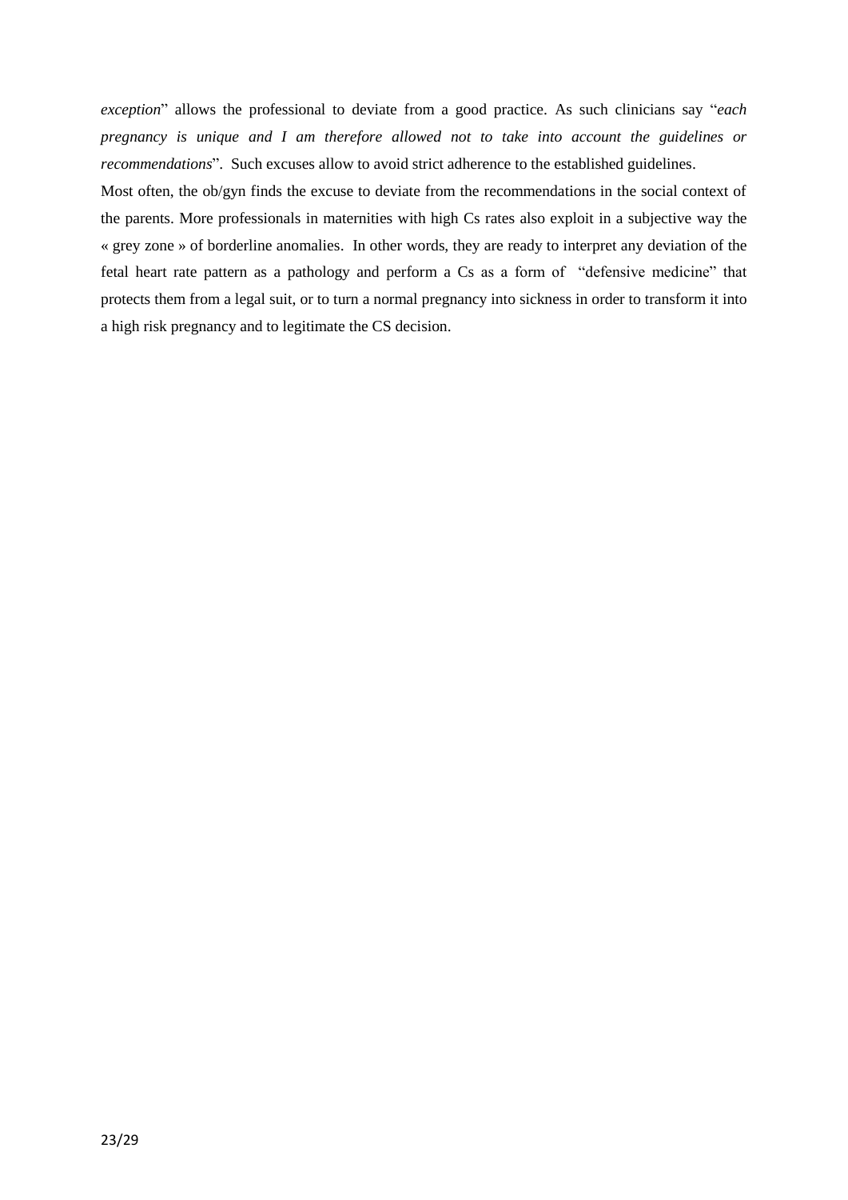*exception*" allows the professional to deviate from a good practice. As such clinicians say "*each pregnancy is unique and I am therefore allowed not to take into account the guidelines or recommendations*". Such excuses allow to avoid strict adherence to the established guidelines.

Most often, the ob/gyn finds the excuse to deviate from the recommendations in the social context of the parents. More professionals in maternities with high Cs rates also exploit in a subjective way the « grey zone » of borderline anomalies. In other words, they are ready to interpret any deviation of the fetal heart rate pattern as a pathology and perform a Cs as a form of "defensive medicine" that protects them from a legal suit, or to turn a normal pregnancy into sickness in order to transform it into a high risk pregnancy and to legitimate the CS decision.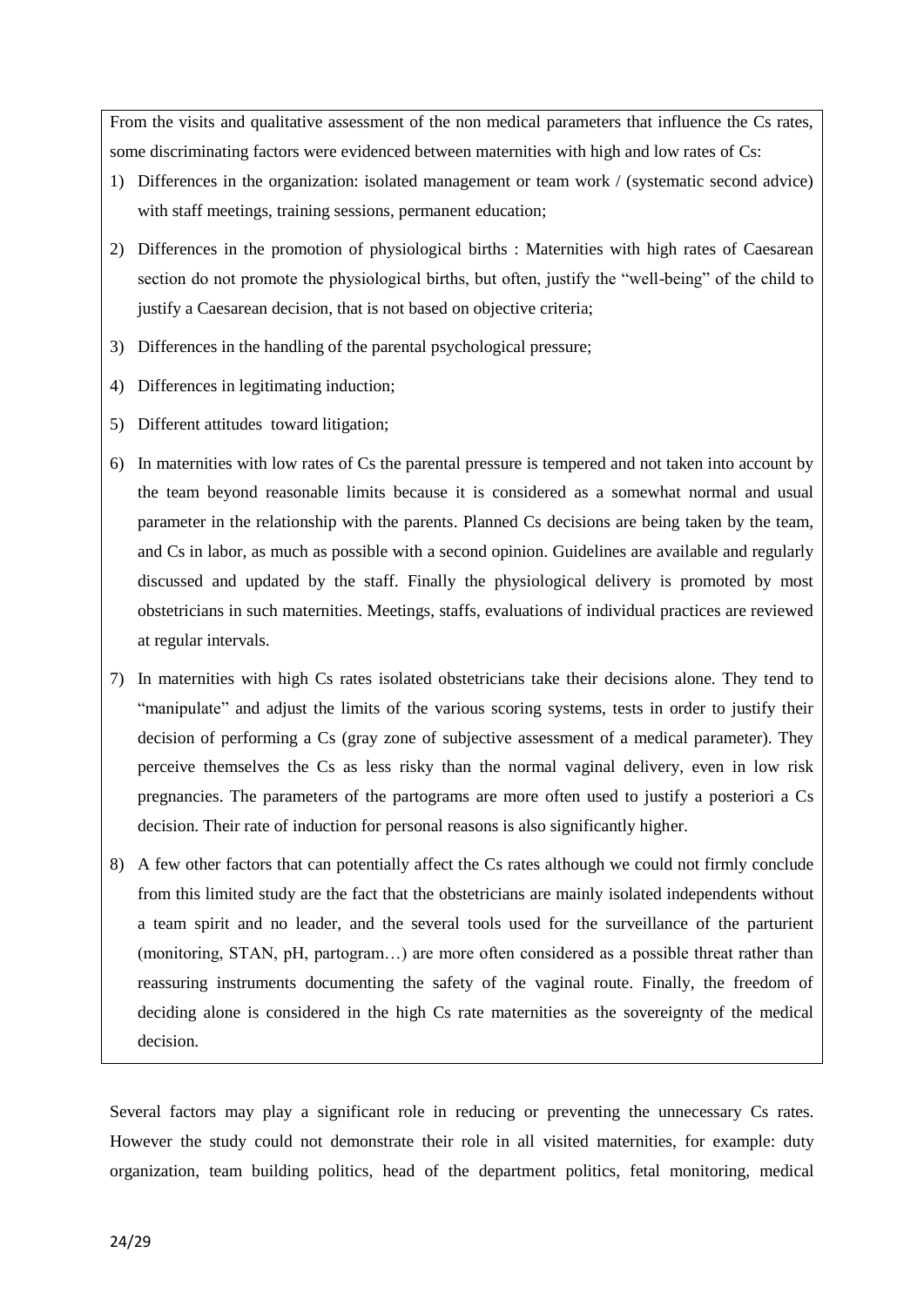From the visits and qualitative assessment of the non medical parameters that influence the Cs rates, some discriminating factors were evidenced between maternities with high and low rates of Cs:

1) Differences in the organization: isolated management or team work / (systematic second advice) with staff meetings, training sessions, permanent education;
2) Differences in the promotion of physiological births : Maternities with high rates of Caesarean section do not promote the physiological births, but often, justify the "well-being" of the child to justify a Caesarean decision, that is not based on objective criteria;
3) Differences in the handling of the parental psychological pressure;
4) Differences in legitimating induction;
5) Different attitudes toward litigation;
6) In maternities with low rates of Cs the parental pressure is tempered and not taken into account by the team beyond reasonable limits because it is considered as a somewhat normal and usual parameter in the relationship with the parents. Planned Cs decisions are being taken by the team, and Cs in labor, as much as possible with a second opinion. Guidelines are available and regularly discussed and updated by the staff. Finally the physiological delivery is promoted by most obstetricians in such maternities. Meetings, staffs, evaluations of individual practices are reviewed at regular intervals.
7) In maternities with high Cs rates isolated obstetricians take their decisions alone. They tend to "manipulate" and adjust the limits of the various scoring systems, tests in order to justify their decision of performing a Cs (gray zone of subjective assessment of a medical parameter). They perceive themselves the Cs as less risky than the normal vaginal delivery, even in low risk pregnancies. The parameters of the partograms are more often used to justify a posteriori a Cs decision. Their rate of induction for personal reasons is also significantly higher.
8) A few other factors that can potentially affect the Cs rates although we could not firmly conclude from this limited study are the fact that the obstetricians are mainly isolated independents without a team spirit and no leader, and the several tools used for the surveillance of the parturient (monitoring, STAN, pH, partogram…) are more often considered as a possible threat rather than reassuring instruments documenting the safety of the vaginal route. Finally, the freedom of deciding alone is considered in the high Cs rate maternities as the sovereignty of the medical decision.

Several factors may play a significant role in reducing or preventing the unnecessary Cs rates. However the study could not demonstrate their role in all visited maternities, for example: duty organization, team building politics, head of the department politics, fetal monitoring, medical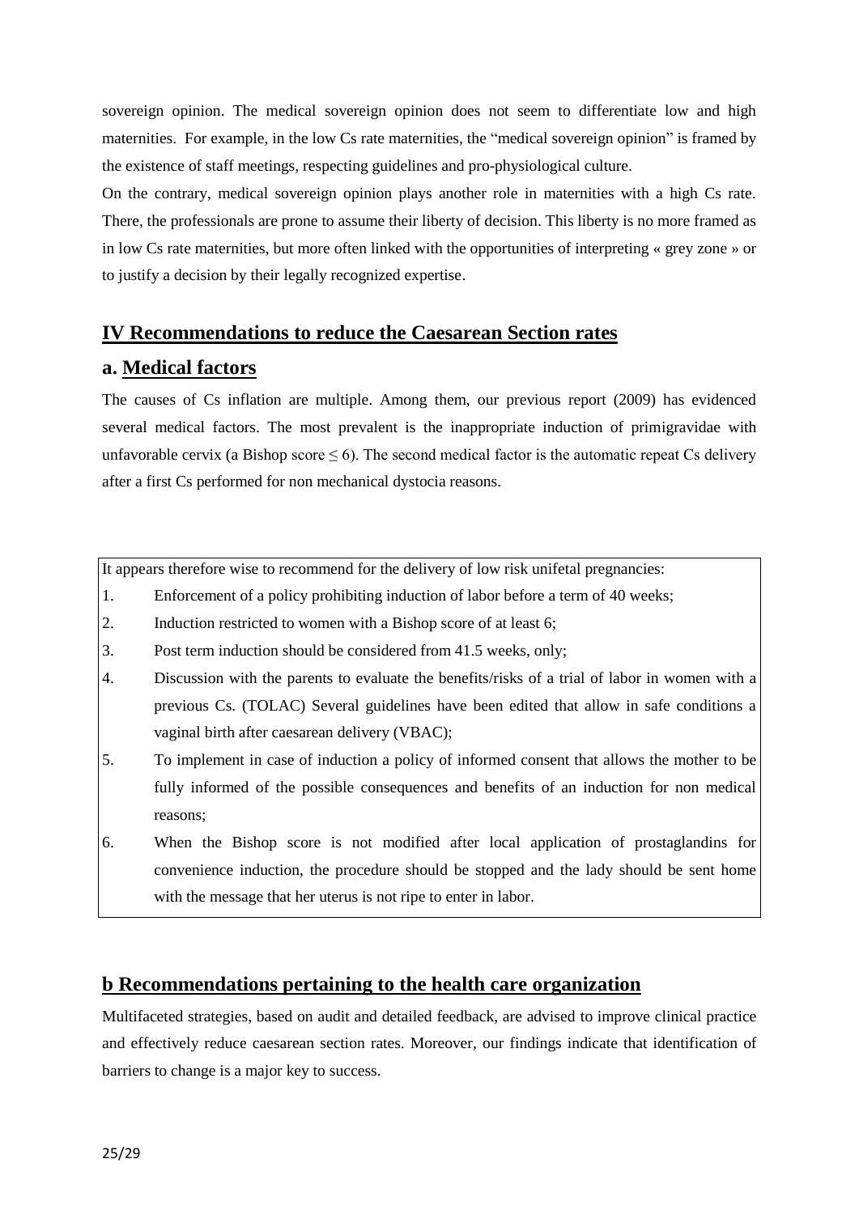sovereign opinion. The medical sovereign opinion does not seem to differentiate low and high maternities. For example, in the low Cs rate maternities, the "medical sovereign opinion" is framed by the existence of staff meetings, respecting guidelines and pro-physiological culture.

On the contrary, medical sovereign opinion plays another role in maternities with a high Cs rate. There, the professionals are prone to assume their liberty of decision. This liberty is no more framed as in low Cs rate maternities, but more often linked with the opportunities of interpreting « grey zone » or to justify a decision by their legally recognized expertise.

## IV Recommendations to reduce the Caesarean Section rates

### a. Medical factors

The causes of Cs inflation are multiple. Among them, our previous report (2009) has evidenced several medical factors. The most prevalent is the inappropriate induction of primigravidae with unfavorable cervix (a Bishop score $\leq 6$). The second medical factor is the automatic repeat Cs delivery after a first Cs performed for non mechanical dystocia reasons.

It appears therefore wise to recommend for the delivery of low risk unifetal pregnancies:

1. Enforcement of a policy prohibiting induction of labor before a term of 40 weeks;
2. Induction restricted to women with a Bishop score of at least 6;
3. Post term induction should be considered from 41.5 weeks, only;
4. Discussion with the parents to evaluate the benefits/risks of a trial of labor in women with a previous Cs. (TOLAC) Several guidelines have been edited that allow in safe conditions a vaginal birth after caesarean delivery (VBAC);
5. To implement in case of induction a policy of informed consent that allows the mother to be fully informed of the possible consequences and benefits of an induction for non medical reasons;
6. When the Bishop score is not modified after local application of prostaglandins for convenience induction, the procedure should be stopped and the lady should be sent home with the message that her uterus is not ripe to enter in labor.

### b Recommendations pertaining to the health care organization

Multifaceted strategies, based on audit and detailed feedback, are advised to improve clinical practice and effectively reduce caesarean section rates. Moreover, our findings indicate that identification of barriers to change is a major key to success.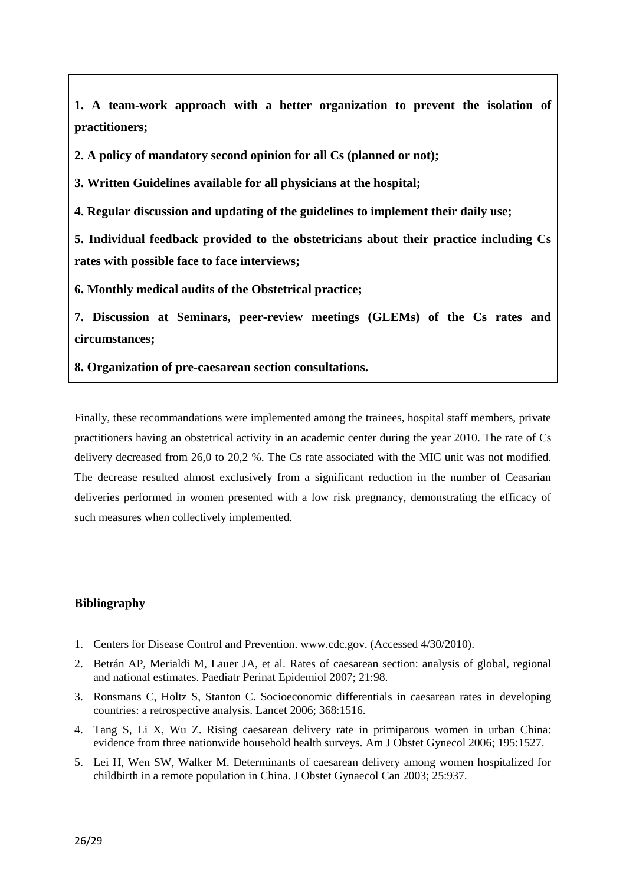**1. A team-work approach with a better organization to prevent the isolation of practitioners;**

**2. A policy of mandatory second opinion for all Cs (planned or not);**

**3. Written Guidelines available for all physicians at the hospital;**

**4. Regular discussion and updating of the guidelines to implement their daily use;**

**5. Individual feedback provided to the obstetricians about their practice including Cs rates with possible face to face interviews;**

**6. Monthly medical audits of the Obstetrical practice;**

**7. Discussion at Seminars, peer-review meetings (GLEMs) of the Cs rates and circumstances;**

**8. Organization of pre-caesarean section consultations.**

Finally, these recommandations were implemented among the trainees, hospital staff members, private practitioners having an obstetrical activity in an academic center during the year 2010. The rate of Cs delivery decreased from 26,0 to 20,2 %. The Cs rate associated with the MIC unit was not modified. The decrease resulted almost exclusively from a significant reduction in the number of Ceasarian deliveries performed in women presented with a low risk pregnancy, demonstrating the efficacy of such measures when collectively implemented.

## Bibliography

1. Centers for Disease Control and Prevention. www.cdc.gov. (Accessed 4/30/2010).
2. Betrán AP, Merialdi M, Lauer JA, et al. Rates of caesarean section: analysis of global, regional and national estimates. Paediatr Perinat Epidemiol 2007; 21:98.
3. Ronsmans C, Holtz S, Stanton C. Socioeconomic differentials in caesarean rates in developing countries: a retrospective analysis. Lancet 2006; 368:1516.
4. Tang S, Li X, Wu Z. Rising caesarean delivery rate in primiparous women in urban China: evidence from three nationwide household health surveys. Am J Obstet Gynecol 2006; 195:1527.
5. Lei H, Wen SW, Walker M. Determinants of caesarean delivery among women hospitalized for childbirth in a remote population in China. J Obstet Gynaecol Can 2003; 25:937.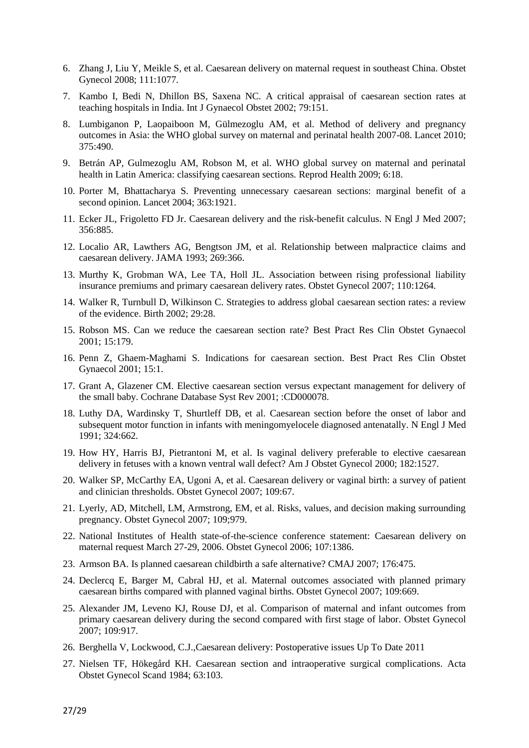6. Zhang J, Liu Y, Meikle S, et al. Caesarean delivery on maternal request in southeast China. Obstet Gynecol 2008; 111:1077.
7. Kambo I, Bedi N, Dhillon BS, Saxena NC. A critical appraisal of caesarean section rates at teaching hospitals in India. Int J Gynaecol Obstet 2002; 79:151.
8. Lumbiganon P, Laopaiboon M, Gülmezoglu AM, et al. Method of delivery and pregnancy outcomes in Asia: the WHO global survey on maternal and perinatal health 2007-08. Lancet 2010; 375:490.
9. Betrán AP, Gulmezoglu AM, Robson M, et al. WHO global survey on maternal and perinatal health in Latin America: classifying caesarean sections. Reprod Health 2009; 6:18.
10. Porter M, Bhattacharya S. Preventing unnecessary caesarean sections: marginal benefit of a second opinion. Lancet 2004; 363:1921.
11. Ecker JL, Frigoletto FD Jr. Caesarean delivery and the risk-benefit calculus. N Engl J Med 2007; 356:885.
12. Localio AR, Lawthers AG, Bengtson JM, et al. Relationship between malpractice claims and caesarean delivery. JAMA 1993; 269:366.
13. Murthy K, Grobman WA, Lee TA, Holl JL. Association between rising professional liability insurance premiums and primary caesarean delivery rates. Obstet Gynecol 2007; 110:1264.
14. Walker R, Turnbull D, Wilkinson C. Strategies to address global caesarean section rates: a review of the evidence. Birth 2002; 29:28.
15. Robson MS. Can we reduce the caesarean section rate? Best Pract Res Clin Obstet Gynaecol 2001; 15:179.
16. Penn Z, Ghaem-Maghami S. Indications for caesarean section. Best Pract Res Clin Obstet Gynaecol 2001; 15:1.
17. Grant A, Glazener CM. Elective caesarean section versus expectant management for delivery of the small baby. Cochrane Database Syst Rev 2001; :CD000078.
18. Luthy DA, Wardinsky T, Shurtleff DB, et al. Caesarean section before the onset of labor and subsequent motor function in infants with meningomyelocele diagnosed antenatally. N Engl J Med 1991; 324:662.
19. How HY, Harris BJ, Pietrantoni M, et al. Is vaginal delivery preferable to elective caesarean delivery in fetuses with a known ventral wall defect? Am J Obstet Gynecol 2000; 182:1527.
20. Walker SP, McCarthy EA, Ugoni A, et al. Caesarean delivery or vaginal birth: a survey of patient and clinician thresholds. Obstet Gynecol 2007; 109:67.
21. Lyerly, AD, Mitchell, LM, Armstrong, EM, et al. Risks, values, and decision making surrounding pregnancy. Obstet Gynecol 2007; 109;979.
22. National Institutes of Health state-of-the-science conference statement: Caesarean delivery on maternal request March 27-29, 2006. Obstet Gynecol 2006; 107:1386.
23. Armson BA. Is planned caesarean childbirth a safe alternative? CMAJ 2007; 176:475.
24. Declercq E, Barger M, Cabral HJ, et al. Maternal outcomes associated with planned primary caesarean births compared with planned vaginal births. Obstet Gynecol 2007; 109:669.
25. Alexander JM, Leveno KJ, Rouse DJ, et al. Comparison of maternal and infant outcomes from primary caesarean delivery during the second compared with first stage of labor. Obstet Gynecol 2007; 109:917.
26. Berghella V, Lockwood, C.J.,Caesarean delivery: Postoperative issues Up To Date 2011
27. Nielsen TF, Hökegård KH. Caesarean section and intraoperative surgical complications. Acta Obstet Gynecol Scand 1984; 63:103.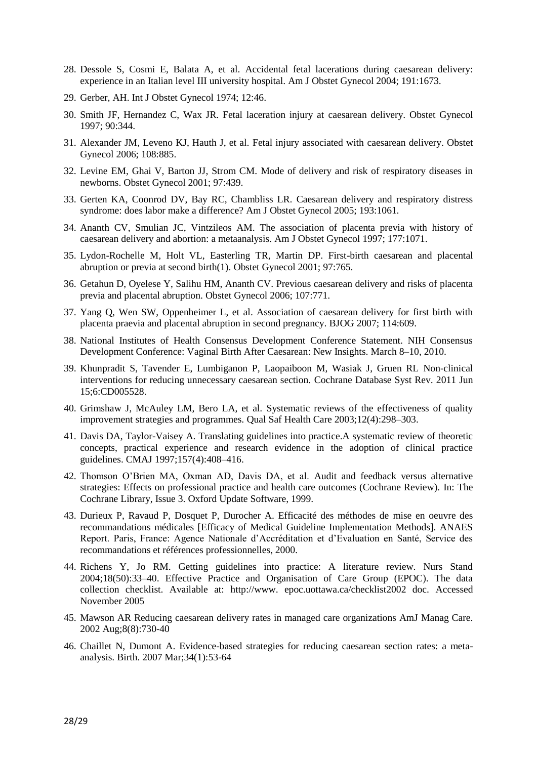28. Dessole S, Cosmi E, Balata A, et al. Accidental fetal lacerations during caesarean delivery: experience in an Italian level III university hospital. Am J Obstet Gynecol 2004; 191:1673.
29. Gerber, AH. Int J Obstet Gynecol 1974; 12:46.
30. Smith JF, Hernandez C, Wax JR. Fetal laceration injury at caesarean delivery. Obstet Gynecol 1997; 90:344.
31. Alexander JM, Leveno KJ, Hauth J, et al. Fetal injury associated with caesarean delivery. Obstet Gynecol 2006; 108:885.
32. Levine EM, Ghai V, Barton JJ, Strom CM. Mode of delivery and risk of respiratory diseases in newborns. Obstet Gynecol 2001; 97:439.
33. Gerten KA, Coonrod DV, Bay RC, Chambliss LR. Caesarean delivery and respiratory distress syndrome: does labor make a difference? Am J Obstet Gynecol 2005; 193:1061.
34. Ananth CV, Smulian JC, Vintzileos AM. The association of placenta previa with history of caesarean delivery and abortion: a metaanalysis. Am J Obstet Gynecol 1997; 177:1071.
35. Lydon-Rochelle M, Holt VL, Easterling TR, Martin DP. First-birth caesarean and placental abruption or previa at second birth(1). Obstet Gynecol 2001; 97:765.
36. Getahun D, Oyelese Y, Salihu HM, Ananth CV. Previous caesarean delivery and risks of placenta previa and placental abruption. Obstet Gynecol 2006; 107:771.
37. Yang Q, Wen SW, Oppenheimer L, et al. Association of caesarean delivery for first birth with placenta praevia and placental abruption in second pregnancy. BJOG 2007; 114:609.
38. National Institutes of Health Consensus Development Conference Statement. NIH Consensus Development Conference: Vaginal Birth After Caesarean: New Insights. March 8–10, 2010.
39. Khunpradit S, Tavender E, Lumbiganon P, Laopaiboon M, Wasiak J, Gruen RL Non-clinical interventions for reducing unnecessary caesarean section. Cochrane Database Syst Rev. 2011 Jun 15;6:CD005528.
40. Grimshaw J, McAuley LM, Bero LA, et al. Systematic reviews of the effectiveness of quality improvement strategies and programmes. Qual Saf Health Care 2003;12(4):298–303.
41. Davis DA, Taylor-Vaisey A. Translating guidelines into practice.A systematic review of theoretic concepts, practical experience and research evidence in the adoption of clinical practice guidelines. CMAJ 1997;157(4):408–416.
42. Thomson O'Brien MA, Oxman AD, Davis DA, et al. Audit and feedback versus alternative strategies: Effects on professional practice and health care outcomes (Cochrane Review). In: The Cochrane Library, Issue 3. Oxford Update Software, 1999.
43. Durieux P, Ravaud P, Dosquet P, Durocher A. Efficacité des méthodes de mise en oeuvre des recommandations médicales [Efficacy of Medical Guideline Implementation Methods]. ANAES Report. Paris, France: Agence Nationale d'Accréditation et d'Evaluation en Santé, Service des recommandations et références professionnelles, 2000.
44. Richens Y, Jo RM. Getting guidelines into practice: A literature review. Nurs Stand 2004;18(50):33–40. Effective Practice and Organisation of Care Group (EPOC). The data collection checklist. Available at: http://www. epoc.uottawa.ca/checklist2002 doc. Accessed November 2005
45. Mawson AR Reducing caesarean delivery rates in managed care organizations AmJ Manag Care. 2002 Aug;8(8):730-40
46. Chaillet N, Dumont A. Evidence-based strategies for reducing caesarean section rates: a meta-analysis. Birth. 2007 Mar;34(1):53-64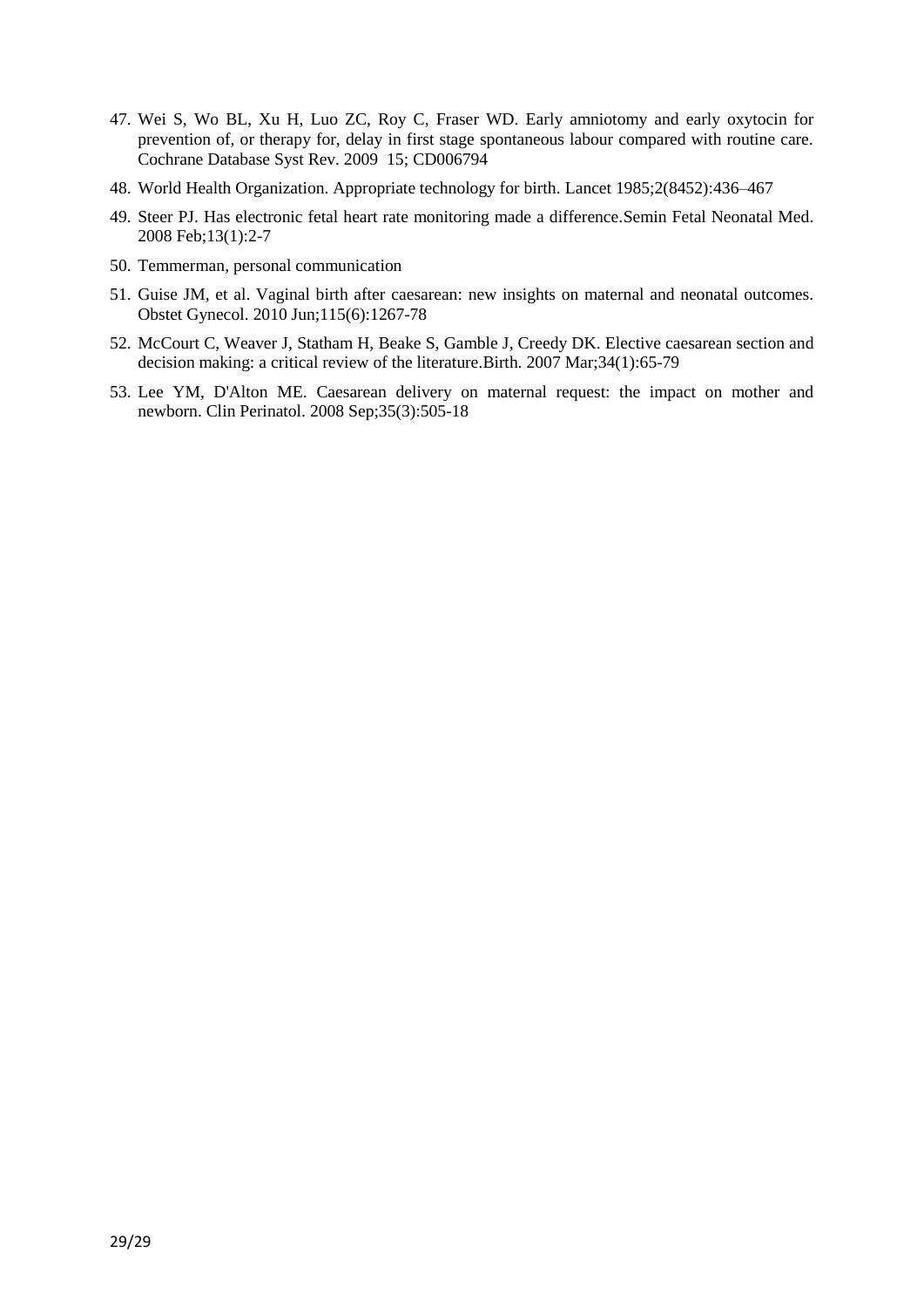47. Wei S, Wo BL, Xu H, Luo ZC, Roy C, Fraser WD. Early amniotomy and early oxytocin for prevention of, or therapy for, delay in first stage spontaneous labour compared with routine care. Cochrane Database Syst Rev. 2009 15; CD006794

48. World Health Organization. Appropriate technology for birth. Lancet 1985;2(8452):436–467

49. Steer PJ. Has electronic fetal heart rate monitoring made a difference.Semin Fetal Neonatal Med. 2008 Feb;13(1):2-7

50. Temmerman, personal communication

51. Guise JM, et al. Vaginal birth after caesarean: new insights on maternal and neonatal outcomes. Obstet Gynecol. 2010 Jun;115(6):1267-78

52. McCourt C, Weaver J, Statham H, Beake S, Gamble J, Creedy DK. Elective caesarean section and decision making: a critical review of the literature.Birth. 2007 Mar;34(1):65-79

53. Lee YM, D'Alton ME. Caesarean delivery on maternal request: the impact on mother and newborn. Clin Perinatol. 2008 Sep;35(3):505-18